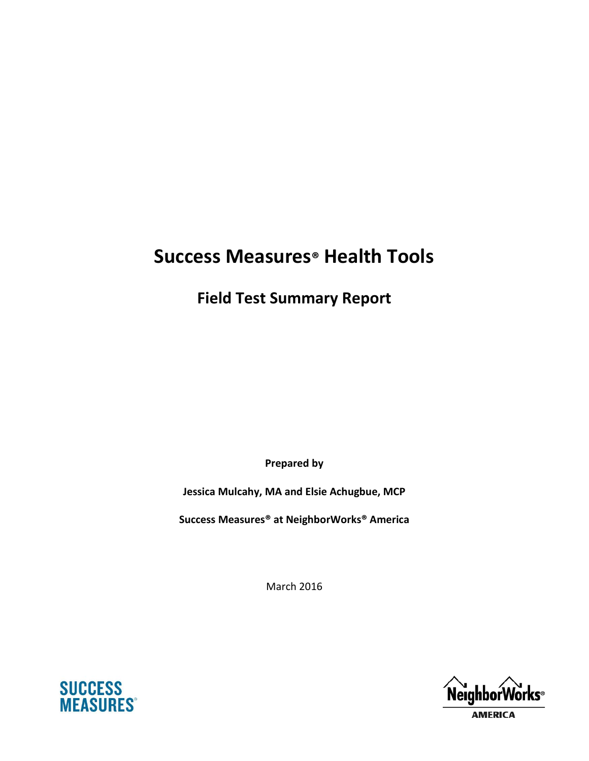# Success Measures® Health Tools

## Field Test Summary Report

**Prepared by**

**Jessica Mulcahy, MA and Elsie Achugbue, MCP**

**Success Measures® at NeighborWorks® America**

March 2016

SUCCESS MEASURES®

NeighborWorks® AMERICA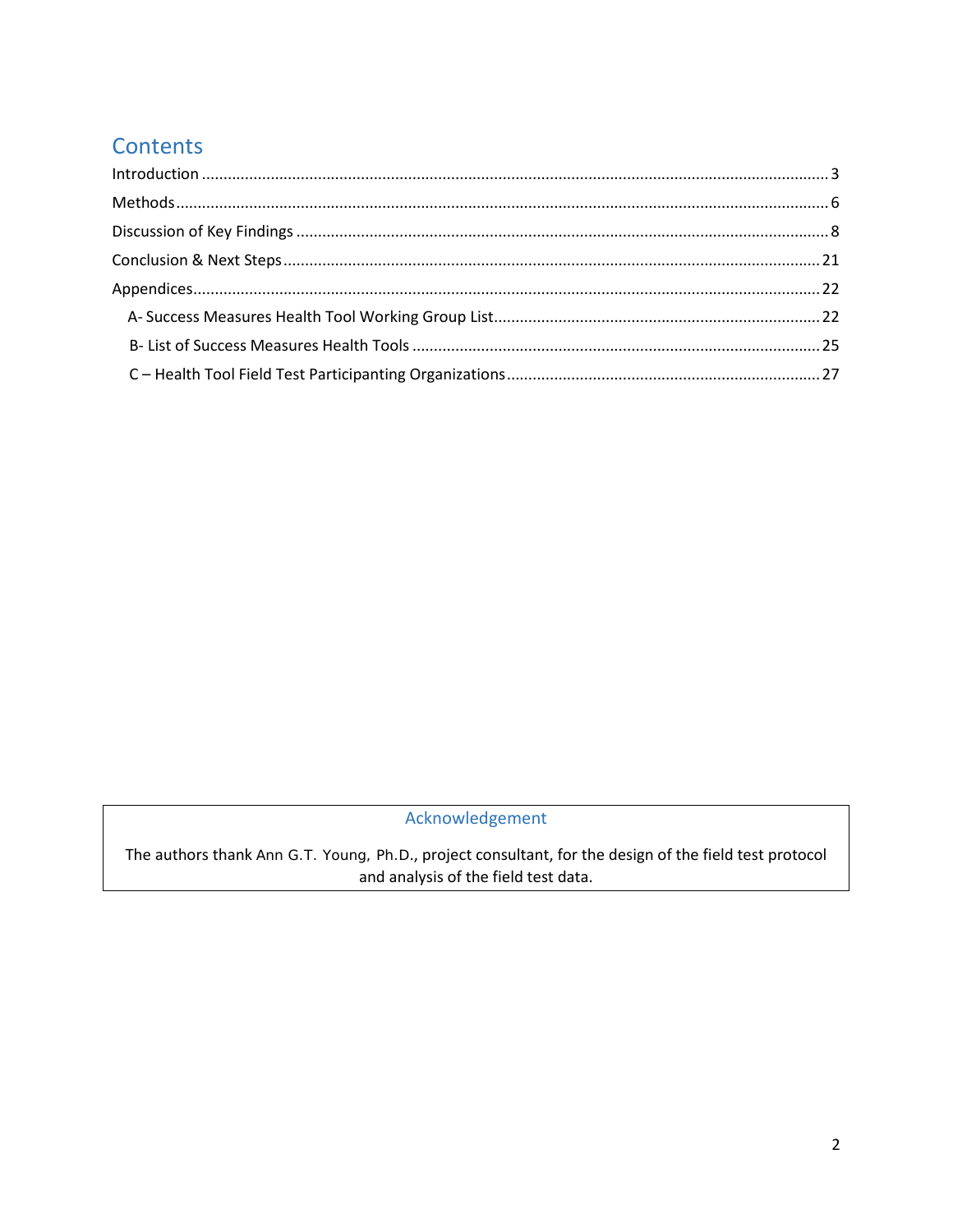## Contents

Introduction ........................................................................ 3

Methods ........................................................................ 6

Discussion of Key Findings ........................................................................ 8

Conclusion & Next Steps ........................................................................ 21

Appendices ........................................................................ 22

- A- Success Measures Health Tool Working Group List ........................................................................ 22
- B- List of Success Measures Health Tools ........................................................................ 25
- C – Health Tool Field Test Participanting Organizations ........................................................................ 27

### Acknowledgement

The authors thank Ann G.T. Young, Ph.D., project consultant, for the design of the field test protocol and analysis of the field test data.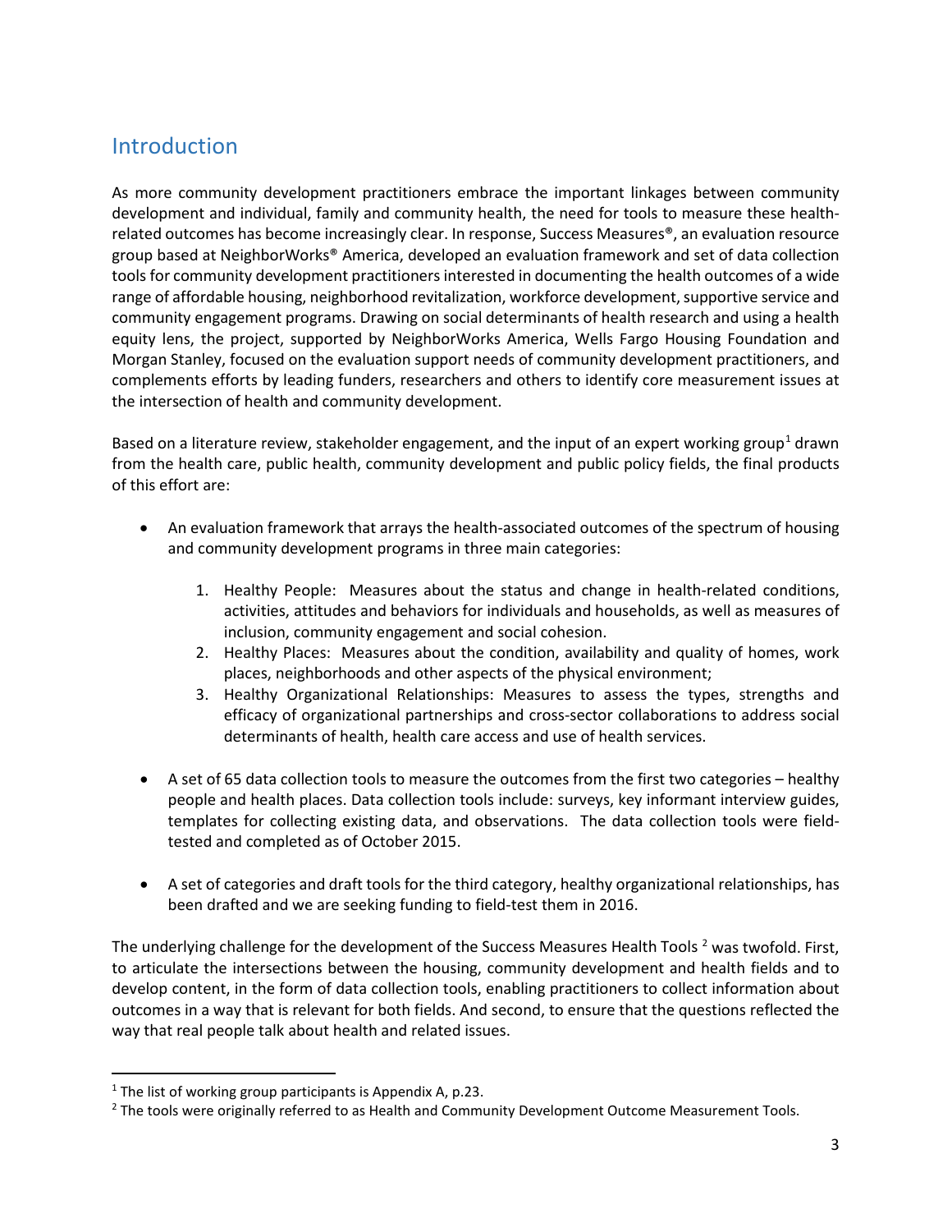## Introduction

As more community development practitioners embrace the important linkages between community development and individual, family and community health, the need for tools to measure these health-related outcomes has become increasingly clear. In response, Success Measures®, an evaluation resource group based at NeighborWorks® America, developed an evaluation framework and set of data collection tools for community development practitioners interested in documenting the health outcomes of a wide range of affordable housing, neighborhood revitalization, workforce development, supportive service and community engagement programs. Drawing on social determinants of health research and using a health equity lens, the project, supported by NeighborWorks America, Wells Fargo Housing Foundation and Morgan Stanley, focused on the evaluation support needs of community development practitioners, and complements efforts by leading funders, researchers and others to identify core measurement issues at the intersection of health and community development.

Based on a literature review, stakeholder engagement, and the input of an expert working group[1] drawn from the health care, public health, community development and public policy fields, the final products of this effort are:

- An evaluation framework that arrays the health-associated outcomes of the spectrum of housing and community development programs in three main categories:
    1. Healthy People: Measures about the status and change in health-related conditions, activities, attitudes and behaviors for individuals and households, as well as measures of inclusion, community engagement and social cohesion.
    2. Healthy Places: Measures about the condition, availability and quality of homes, work places, neighborhoods and other aspects of the physical environment;
    3. Healthy Organizational Relationships: Measures to assess the types, strengths and efficacy of organizational partnerships and cross-sector collaborations to address social determinants of health, health care access and use of health services.
- A set of 65 data collection tools to measure the outcomes from the first two categories – healthy people and health places. Data collection tools include: surveys, key informant interview guides, templates for collecting existing data, and observations. The data collection tools were field-tested and completed as of October 2015.
- A set of categories and draft tools for the third category, healthy organizational relationships, has been drafted and we are seeking funding to field-test them in 2016.

The underlying challenge for the development of the Success Measures Health Tools [2] was twofold. First, to articulate the intersections between the housing, community development and health fields and to develop content, in the form of data collection tools, enabling practitioners to collect information about outcomes in a way that is relevant for both fields. And second, to ensure that the questions reflected the way that real people talk about health and related issues.

---

[1] The list of working group participants is Appendix A, p.23.

[2] The tools were originally referred to as Health and Community Development Outcome Measurement Tools.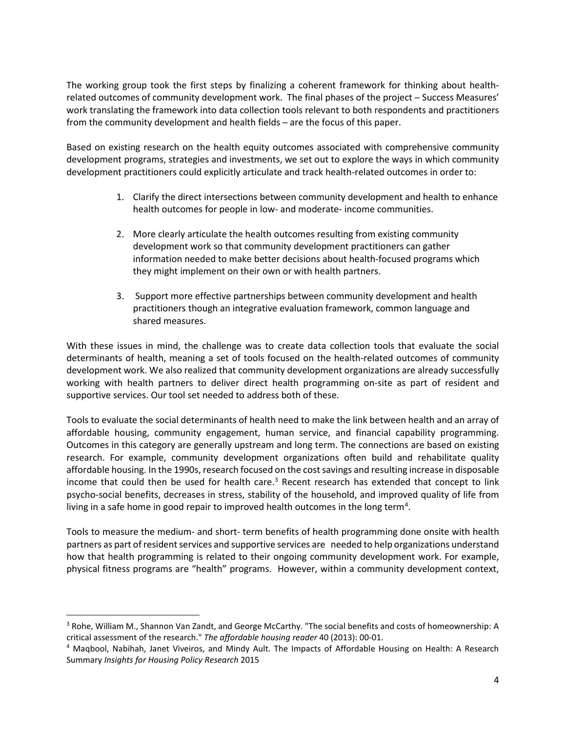The working group took the first steps by finalizing a coherent framework for thinking about health-related outcomes of community development work. The final phases of the project – Success Measures' work translating the framework into data collection tools relevant to both respondents and practitioners from the community development and health fields – are the focus of this paper.

Based on existing research on the health equity outcomes associated with comprehensive community development programs, strategies and investments, we set out to explore the ways in which community development practitioners could explicitly articulate and track health-related outcomes in order to:

1. Clarify the direct intersections between community development and health to enhance health outcomes for people in low- and moderate- income communities.

2. More clearly articulate the health outcomes resulting from existing community development work so that community development practitioners can gather information needed to make better decisions about health-focused programs which they might implement on their own or with health partners.

3. Support more effective partnerships between community development and health practitioners though an integrative evaluation framework, common language and shared measures.

With these issues in mind, the challenge was to create data collection tools that evaluate the social determinants of health, meaning a set of tools focused on the health-related outcomes of community development work. We also realized that community development organizations are already successfully working with health partners to deliver direct health programming on-site as part of resident and supportive services. Our tool set needed to address both of these.

Tools to evaluate the social determinants of health need to make the link between health and an array of affordable housing, community engagement, human service, and financial capability programming. Outcomes in this category are generally upstream and long term. The connections are based on existing research. For example, community development organizations often build and rehabilitate quality affordable housing. In the 1990s, research focused on the cost savings and resulting increase in disposable income that could then be used for health care.[3] Recent research has extended that concept to link psycho-social benefits, decreases in stress, stability of the household, and improved quality of life from living in a safe home in good repair to improved health outcomes in the long term[4].

Tools to measure the medium- and short- term benefits of health programming done onsite with health partners as part of resident services and supportive services are needed to help organizations understand how that health programming is related to their ongoing community development work. For example, physical fitness programs are "health" programs. However, within a community development context,

---

[3] Rohe, William M., Shannon Van Zandt, and George McCarthy. "The social benefits and costs of homeownership: A critical assessment of the research." *The affordable housing reader* 40 (2013): 00-01.

[4] Maqbool, Nabihah, Janet Viveiros, and Mindy Ault. The Impacts of Affordable Housing on Health: A Research Summary *Insights for Housing Policy Research* 2015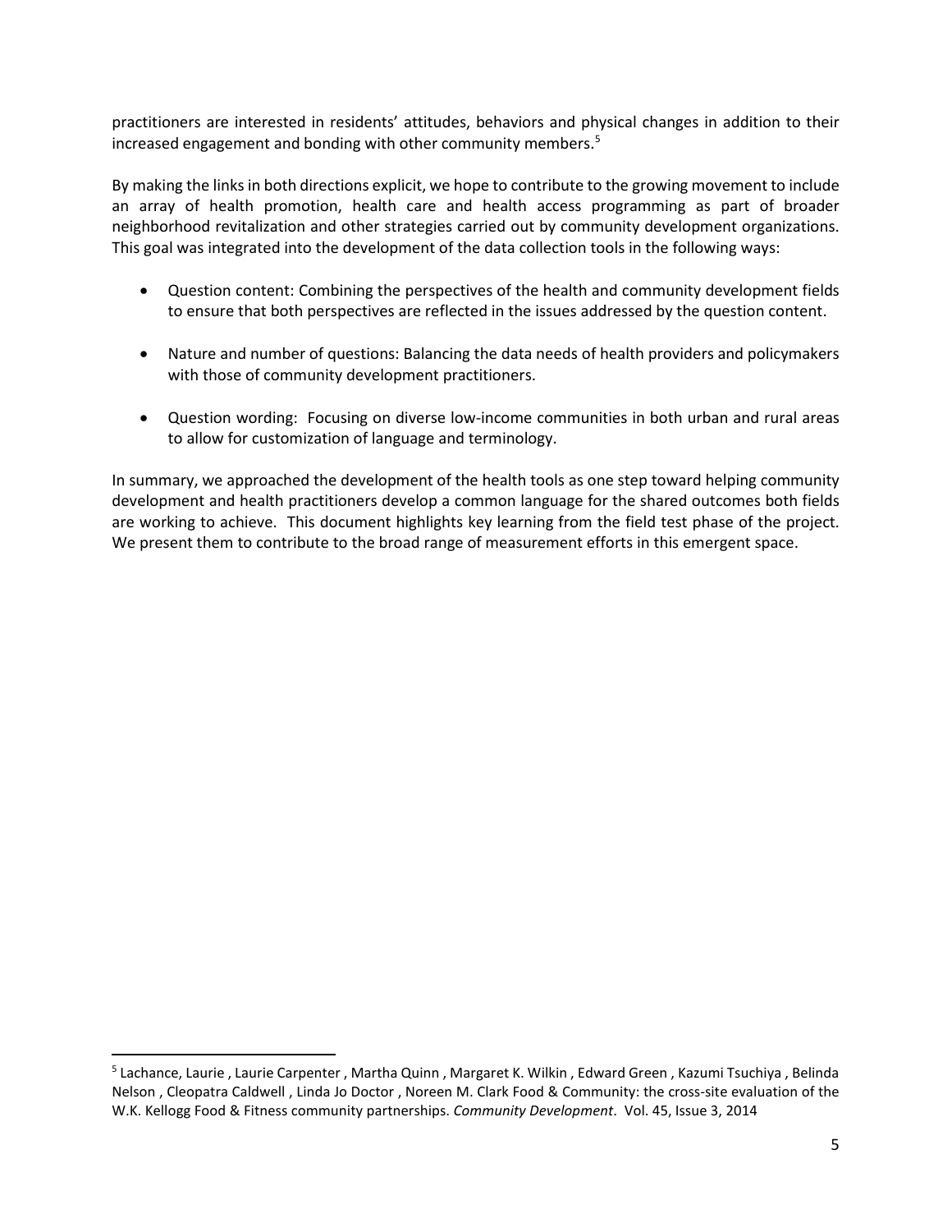practitioners are interested in residents' attitudes, behaviors and physical changes in addition to their increased engagement and bonding with other community members.[5]

By making the links in both directions explicit, we hope to contribute to the growing movement to include an array of health promotion, health care and health access programming as part of broader neighborhood revitalization and other strategies carried out by community development organizations. This goal was integrated into the development of the data collection tools in the following ways:

- Question content: Combining the perspectives of the health and community development fields to ensure that both perspectives are reflected in the issues addressed by the question content.
- Nature and number of questions: Balancing the data needs of health providers and policymakers with those of community development practitioners.
- Question wording: Focusing on diverse low-income communities in both urban and rural areas to allow for customization of language and terminology.

In summary, we approached the development of the health tools as one step toward helping community development and health practitioners develop a common language for the shared outcomes both fields are working to achieve. This document highlights key learning from the field test phase of the project. We present them to contribute to the broad range of measurement efforts in this emergent space.

---

[5] Lachance, Laurie , Laurie Carpenter , Martha Quinn , Margaret K. Wilkin , Edward Green , Kazumi Tsuchiya , Belinda Nelson , Cleopatra Caldwell , Linda Jo Doctor , Noreen M. Clark Food & Community: the cross-site evaluation of the W.K. Kellogg Food & Fitness community partnerships. *Community Development*. Vol. 45, Issue 3, 2014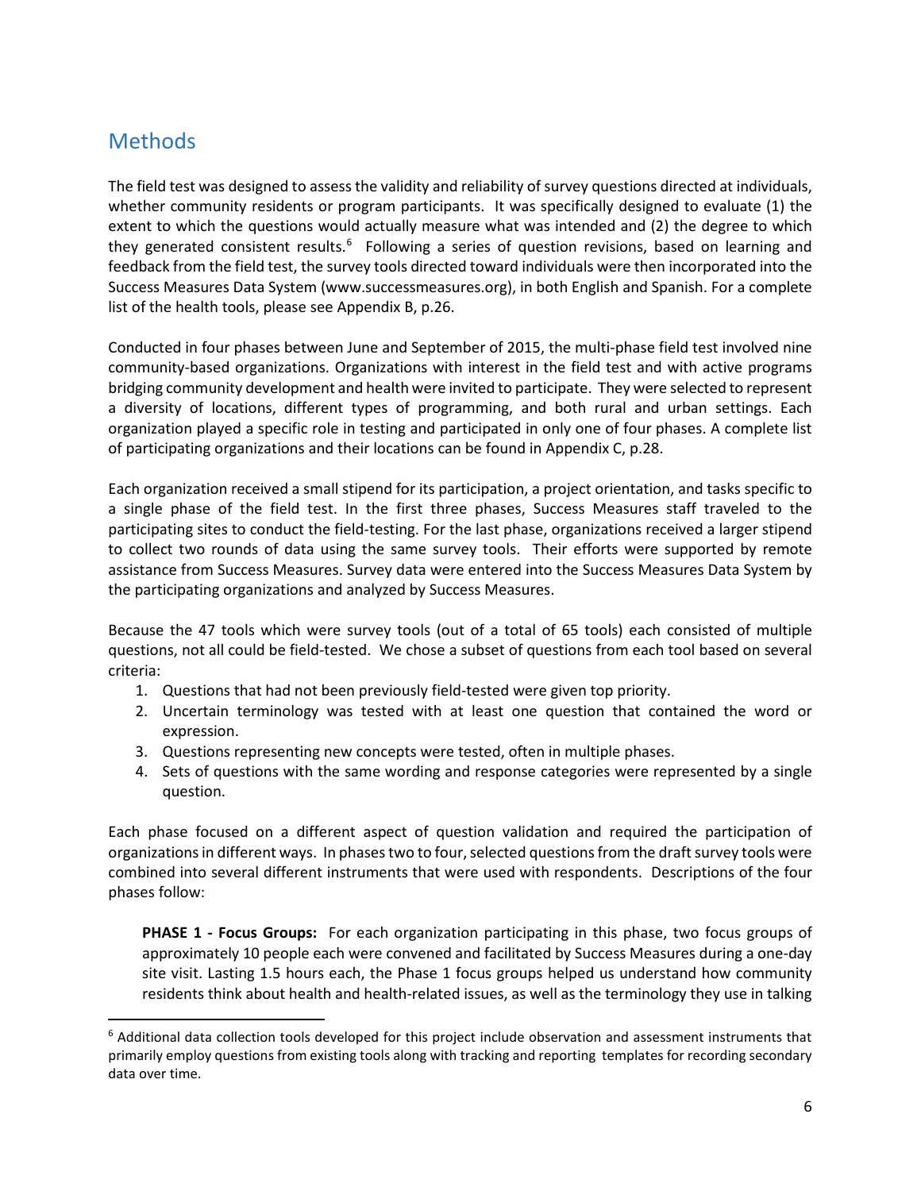## Methods

The field test was designed to assess the validity and reliability of survey questions directed at individuals, whether community residents or program participants. It was specifically designed to evaluate (1) the extent to which the questions would actually measure what was intended and (2) the degree to which they generated consistent results.[6] Following a series of question revisions, based on learning and feedback from the field test, the survey tools directed toward individuals were then incorporated into the Success Measures Data System (www.successmeasures.org), in both English and Spanish. For a complete list of the health tools, please see Appendix B, p.26.

Conducted in four phases between June and September of 2015, the multi-phase field test involved nine community-based organizations. Organizations with interest in the field test and with active programs bridging community development and health were invited to participate. They were selected to represent a diversity of locations, different types of programming, and both rural and urban settings. Each organization played a specific role in testing and participated in only one of four phases. A complete list of participating organizations and their locations can be found in Appendix C, p.28.

Each organization received a small stipend for its participation, a project orientation, and tasks specific to a single phase of the field test. In the first three phases, Success Measures staff traveled to the participating sites to conduct the field-testing. For the last phase, organizations received a larger stipend to collect two rounds of data using the same survey tools. Their efforts were supported by remote assistance from Success Measures. Survey data were entered into the Success Measures Data System by the participating organizations and analyzed by Success Measures.

Because the 47 tools which were survey tools (out of a total of 65 tools) each consisted of multiple questions, not all could be field-tested. We chose a subset of questions from each tool based on several criteria:

1. Questions that had not been previously field-tested were given top priority.
2. Uncertain terminology was tested with at least one question that contained the word or expression.
3. Questions representing new concepts were tested, often in multiple phases.
4. Sets of questions with the same wording and response categories were represented by a single question.

Each phase focused on a different aspect of question validation and required the participation of organizations in different ways. In phases two to four, selected questions from the draft survey tools were combined into several different instruments that were used with respondents. Descriptions of the four phases follow:

**PHASE 1 - Focus Groups:** For each organization participating in this phase, two focus groups of approximately 10 people each were convened and facilitated by Success Measures during a one-day site visit. Lasting 1.5 hours each, the Phase 1 focus groups helped us understand how community residents think about health and health-related issues, as well as the terminology they use in talking

[6] Additional data collection tools developed for this project include observation and assessment instruments that primarily employ questions from existing tools along with tracking and reporting templates for recording secondary data over time.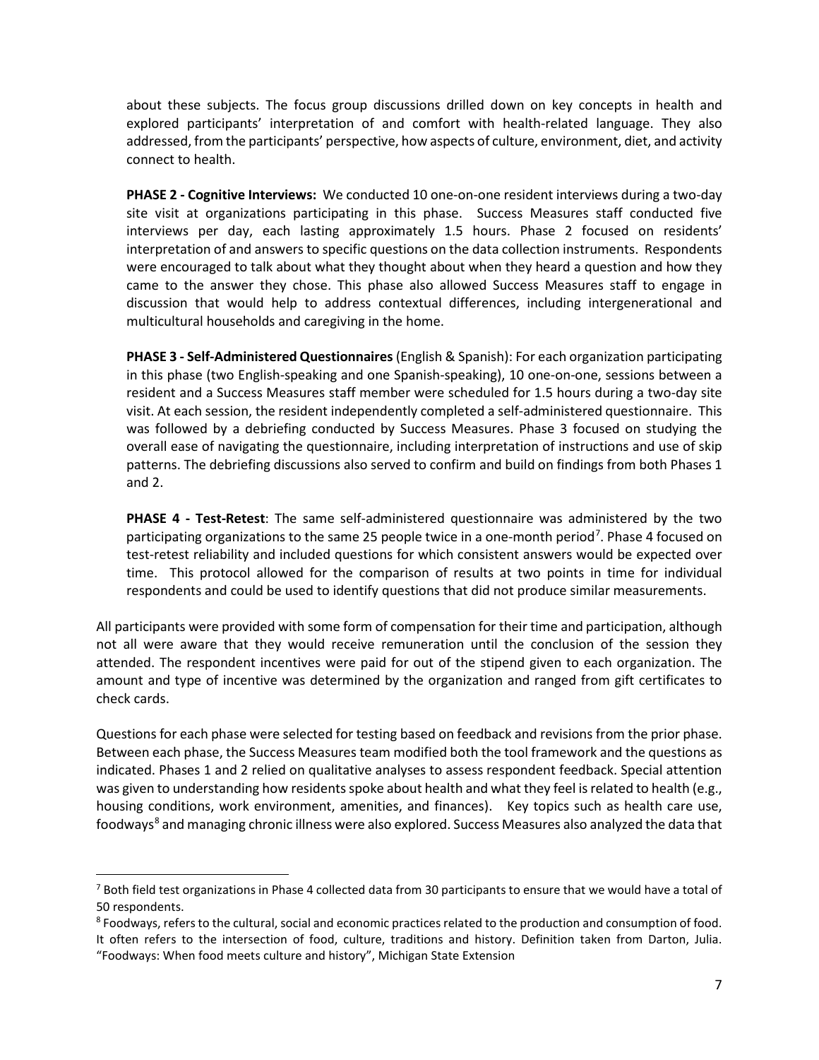about these subjects. The focus group discussions drilled down on key concepts in health and explored participants' interpretation of and comfort with health-related language. They also addressed, from the participants' perspective, how aspects of culture, environment, diet, and activity connect to health.

**PHASE 2 - Cognitive Interviews:** We conducted 10 one-on-one resident interviews during a two-day site visit at organizations participating in this phase. Success Measures staff conducted five interviews per day, each lasting approximately 1.5 hours. Phase 2 focused on residents' interpretation of and answers to specific questions on the data collection instruments. Respondents were encouraged to talk about what they thought about when they heard a question and how they came to the answer they chose. This phase also allowed Success Measures staff to engage in discussion that would help to address contextual differences, including intergenerational and multicultural households and caregiving in the home.

**PHASE 3 - Self-Administered Questionnaires** (English & Spanish): For each organization participating in this phase (two English-speaking and one Spanish-speaking), 10 one-on-one, sessions between a resident and a Success Measures staff member were scheduled for 1.5 hours during a two-day site visit. At each session, the resident independently completed a self-administered questionnaire. This was followed by a debriefing conducted by Success Measures. Phase 3 focused on studying the overall ease of navigating the questionnaire, including interpretation of instructions and use of skip patterns. The debriefing discussions also served to confirm and build on findings from both Phases 1 and 2.

**PHASE 4 - Test-Retest**: The same self-administered questionnaire was administered by the two participating organizations to the same 25 people twice in a one-month period[7]. Phase 4 focused on test-retest reliability and included questions for which consistent answers would be expected over time. This protocol allowed for the comparison of results at two points in time for individual respondents and could be used to identify questions that did not produce similar measurements.

All participants were provided with some form of compensation for their time and participation, although not all were aware that they would receive remuneration until the conclusion of the session they attended. The respondent incentives were paid for out of the stipend given to each organization. The amount and type of incentive was determined by the organization and ranged from gift certificates to check cards.

Questions for each phase were selected for testing based on feedback and revisions from the prior phase. Between each phase, the Success Measures team modified both the tool framework and the questions as indicated. Phases 1 and 2 relied on qualitative analyses to assess respondent feedback. Special attention was given to understanding how residents spoke about health and what they feel is related to health (e.g., housing conditions, work environment, amenities, and finances). Key topics such as health care use, foodways[8] and managing chronic illness were also explored. Success Measures also analyzed the data that

[7] Both field test organizations in Phase 4 collected data from 30 participants to ensure that we would have a total of 50 respondents.

[8] Foodways, refers to the cultural, social and economic practices related to the production and consumption of food. It often refers to the intersection of food, culture, traditions and history. Definition taken from Darton, Julia. "Foodways: When food meets culture and history", Michigan State Extension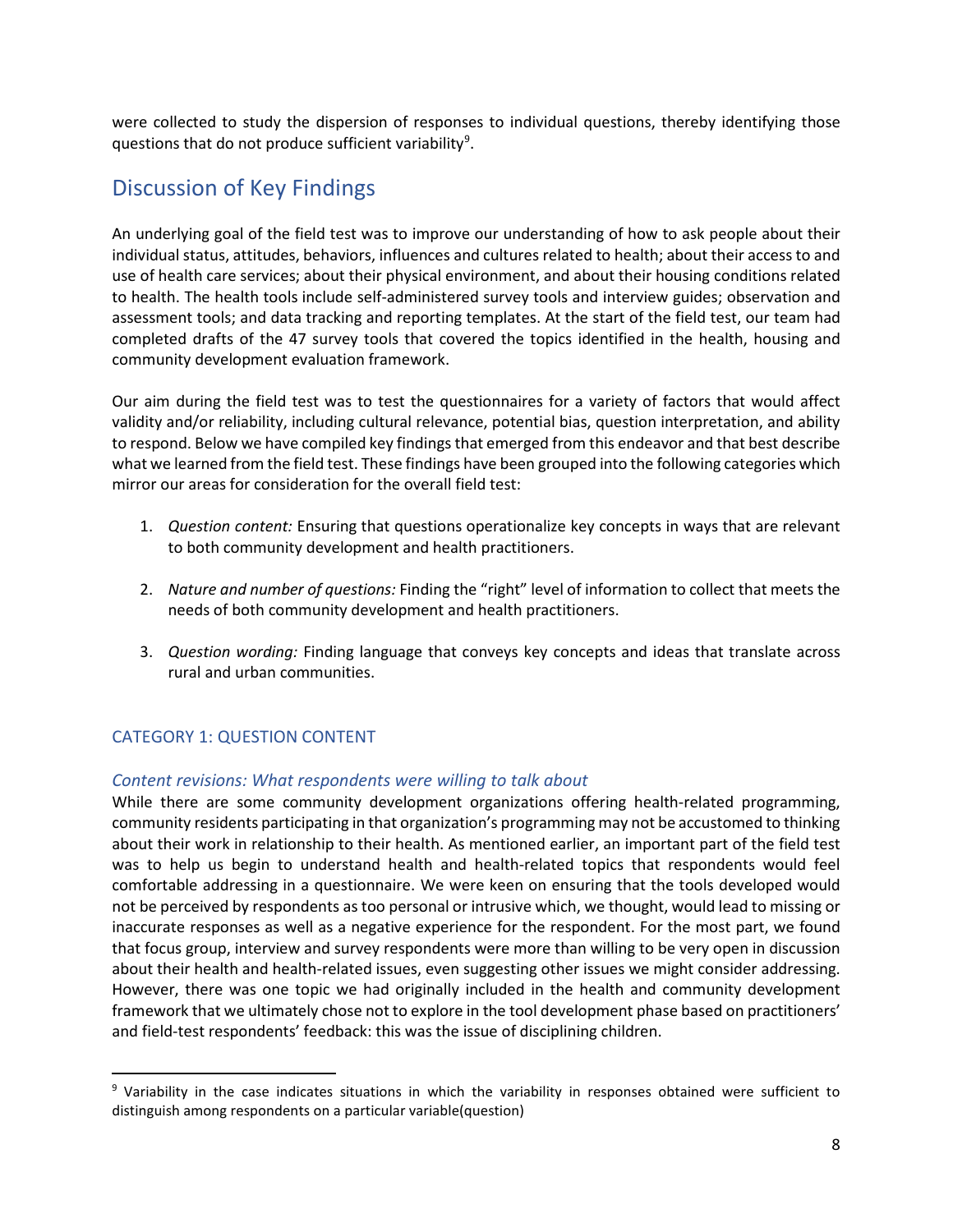were collected to study the dispersion of responses to individual questions, thereby identifying those questions that do not produce sufficient variability[9].

## Discussion of Key Findings

An underlying goal of the field test was to improve our understanding of how to ask people about their individual status, attitudes, behaviors, influences and cultures related to health; about their access to and use of health care services; about their physical environment, and about their housing conditions related to health. The health tools include self-administered survey tools and interview guides; observation and assessment tools; and data tracking and reporting templates. At the start of the field test, our team had completed drafts of the 47 survey tools that covered the topics identified in the health, housing and community development evaluation framework.

Our aim during the field test was to test the questionnaires for a variety of factors that would affect validity and/or reliability, including cultural relevance, potential bias, question interpretation, and ability to respond. Below we have compiled key findings that emerged from this endeavor and that best describe what we learned from the field test. These findings have been grouped into the following categories which mirror our areas for consideration for the overall field test:

1. *Question content:* Ensuring that questions operationalize key concepts in ways that are relevant to both community development and health practitioners.

2. *Nature and number of questions:* Finding the "right" level of information to collect that meets the needs of both community development and health practitioners.

3. *Question wording:* Finding language that conveys key concepts and ideas that translate across rural and urban communities.

### CATEGORY 1: QUESTION CONTENT

#### *Content revisions: What respondents were willing to talk about*

While there are some community development organizations offering health-related programming, community residents participating in that organization's programming may not be accustomed to thinking about their work in relationship to their health. As mentioned earlier, an important part of the field test was to help us begin to understand health and health-related topics that respondents would feel comfortable addressing in a questionnaire. We were keen on ensuring that the tools developed would not be perceived by respondents as too personal or intrusive which, we thought, would lead to missing or inaccurate responses as well as a negative experience for the respondent. For the most part, we found that focus group, interview and survey respondents were more than willing to be very open in discussion about their health and health-related issues, even suggesting other issues we might consider addressing. However, there was one topic we had originally included in the health and community development framework that we ultimately chose not to explore in the tool development phase based on practitioners' and field-test respondents' feedback: this was the issue of disciplining children.

[9] Variability in the case indicates situations in which the variability in responses obtained were sufficient to distinguish among respondents on a particular variable(question)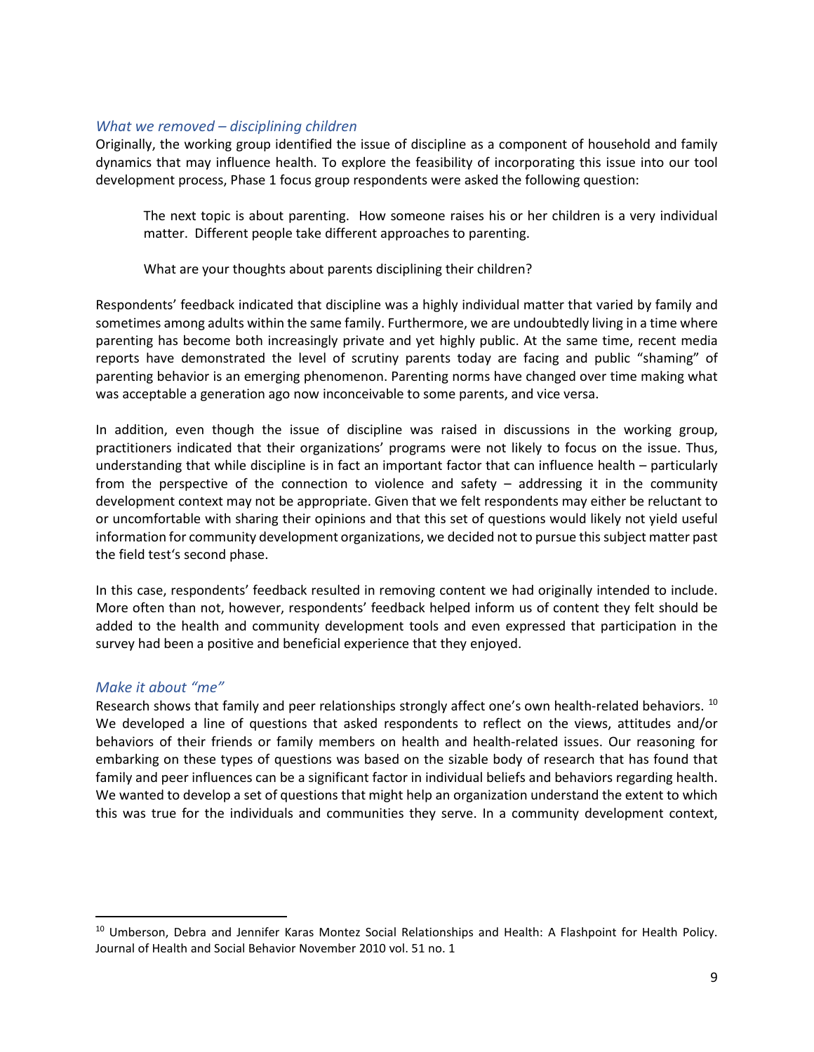### *What we removed – disciplining children*

Originally, the working group identified the issue of discipline as a component of household and family dynamics that may influence health. To explore the feasibility of incorporating this issue into our tool development process, Phase 1 focus group respondents were asked the following question:

> The next topic is about parenting. How someone raises his or her children is a very individual matter. Different people take different approaches to parenting.
>
> What are your thoughts about parents disciplining their children?

Respondents' feedback indicated that discipline was a highly individual matter that varied by family and sometimes among adults within the same family. Furthermore, we are undoubtedly living in a time where parenting has become both increasingly private and yet highly public. At the same time, recent media reports have demonstrated the level of scrutiny parents today are facing and public "shaming" of parenting behavior is an emerging phenomenon. Parenting norms have changed over time making what was acceptable a generation ago now inconceivable to some parents, and vice versa.

In addition, even though the issue of discipline was raised in discussions in the working group, practitioners indicated that their organizations' programs were not likely to focus on the issue. Thus, understanding that while discipline is in fact an important factor that can influence health – particularly from the perspective of the connection to violence and safety – addressing it in the community development context may not be appropriate. Given that we felt respondents may either be reluctant to or uncomfortable with sharing their opinions and that this set of questions would likely not yield useful information for community development organizations, we decided not to pursue this subject matter past the field test's second phase.

In this case, respondents' feedback resulted in removing content we had originally intended to include. More often than not, however, respondents' feedback helped inform us of content they felt should be added to the health and community development tools and even expressed that participation in the survey had been a positive and beneficial experience that they enjoyed.

### *Make it about "me"*

Research shows that family and peer relationships strongly affect one's own health-related behaviors. [10] We developed a line of questions that asked respondents to reflect on the views, attitudes and/or behaviors of their friends or family members on health and health-related issues. Our reasoning for embarking on these types of questions was based on the sizable body of research that has found that family and peer influences can be a significant factor in individual beliefs and behaviors regarding health. We wanted to develop a set of questions that might help an organization understand the extent to which this was true for the individuals and communities they serve. In a community development context,

---

[10] Umberson, Debra and Jennifer Karas Montez Social Relationships and Health: A Flashpoint for Health Policy. Journal of Health and Social Behavior November 2010 vol. 51 no. 1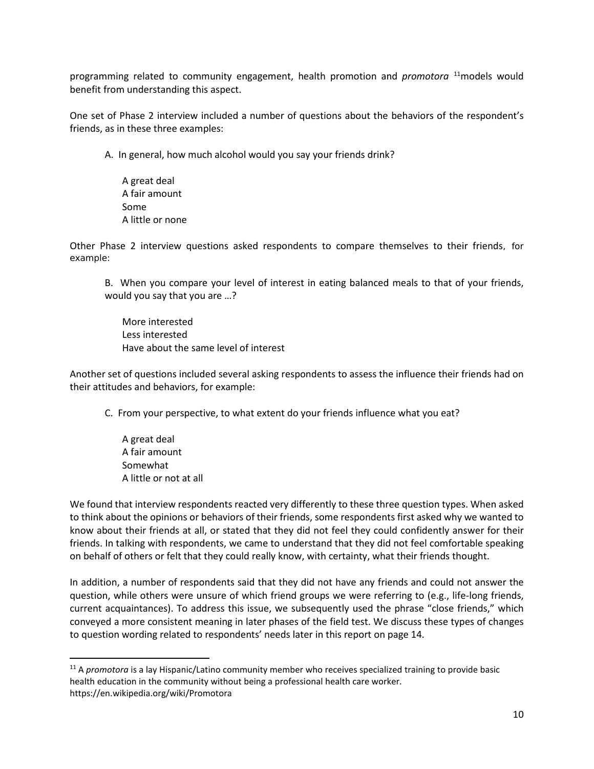programming related to community engagement, health promotion and *promotora* [11]models would benefit from understanding this aspect.

One set of Phase 2 interview included a number of questions about the behaviors of the respondent's friends, as in these three examples:

A. In general, how much alcohol would you say your friends drink?

 A great deal
 A fair amount
 Some
 A little or none

Other Phase 2 interview questions asked respondents to compare themselves to their friends, for example:

B. When you compare your level of interest in eating balanced meals to that of your friends, would you say that you are …?

 More interested
 Less interested
 Have about the same level of interest

Another set of questions included several asking respondents to assess the influence their friends had on their attitudes and behaviors, for example:

C. From your perspective, to what extent do your friends influence what you eat?

 A great deal
 A fair amount
 Somewhat
 A little or not at all

We found that interview respondents reacted very differently to these three question types. When asked to think about the opinions or behaviors of their friends, some respondents first asked why we wanted to know about their friends at all, or stated that they did not feel they could confidently answer for their friends. In talking with respondents, we came to understand that they did not feel comfortable speaking on behalf of others or felt that they could really know, with certainty, what their friends thought.

In addition, a number of respondents said that they did not have any friends and could not answer the question, while others were unsure of which friend groups we were referring to (e.g., life-long friends, current acquaintances). To address this issue, we subsequently used the phrase "close friends," which conveyed a more consistent meaning in later phases of the field test. We discuss these types of changes to question wording related to respondents' needs later in this report on page 14.

---

[11] A *promotora* is a lay Hispanic/Latino community member who receives specialized training to provide basic health education in the community without being a professional health care worker. https://en.wikipedia.org/wiki/Promotora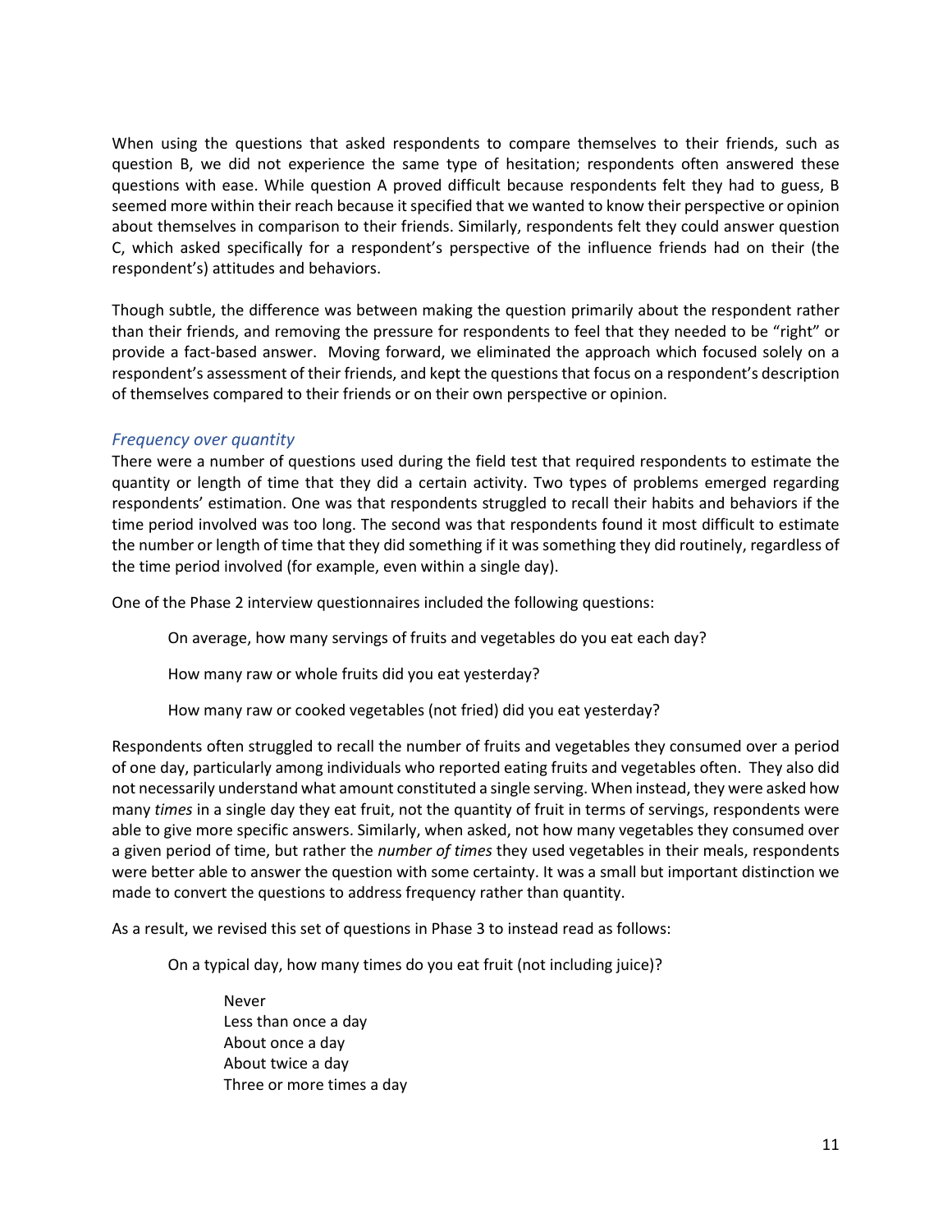When using the questions that asked respondents to compare themselves to their friends, such as question B, we did not experience the same type of hesitation; respondents often answered these questions with ease. While question A proved difficult because respondents felt they had to guess, B seemed more within their reach because it specified that we wanted to know their perspective or opinion about themselves in comparison to their friends. Similarly, respondents felt they could answer question C, which asked specifically for a respondent's perspective of the influence friends had on their (the respondent's) attitudes and behaviors.

Though subtle, the difference was between making the question primarily about the respondent rather than their friends, and removing the pressure for respondents to feel that they needed to be "right" or provide a fact-based answer. Moving forward, we eliminated the approach which focused solely on a respondent's assessment of their friends, and kept the questions that focus on a respondent's description of themselves compared to their friends or on their own perspective or opinion.

### *Frequency over quantity*

There were a number of questions used during the field test that required respondents to estimate the quantity or length of time that they did a certain activity. Two types of problems emerged regarding respondents' estimation. One was that respondents struggled to recall their habits and behaviors if the time period involved was too long. The second was that respondents found it most difficult to estimate the number or length of time that they did something if it was something they did routinely, regardless of the time period involved (for example, even within a single day).

One of the Phase 2 interview questionnaires included the following questions:

> On average, how many servings of fruits and vegetables do you eat each day?
>
> How many raw or whole fruits did you eat yesterday?
>
> How many raw or cooked vegetables (not fried) did you eat yesterday?

Respondents often struggled to recall the number of fruits and vegetables they consumed over a period of one day, particularly among individuals who reported eating fruits and vegetables often. They also did not necessarily understand what amount constituted a single serving. When instead, they were asked how many *times* in a single day they eat fruit, not the quantity of fruit in terms of servings, respondents were able to give more specific answers. Similarly, when asked, not how many vegetables they consumed over a given period of time, but rather the *number of times* they used vegetables in their meals, respondents were better able to answer the question with some certainty. It was a small but important distinction we made to convert the questions to address frequency rather than quantity.

As a result, we revised this set of questions in Phase 3 to instead read as follows:

> On a typical day, how many times do you eat fruit (not including juice)?
>
> Never
> Less than once a day
> About once a day
> About twice a day
> Three or more times a day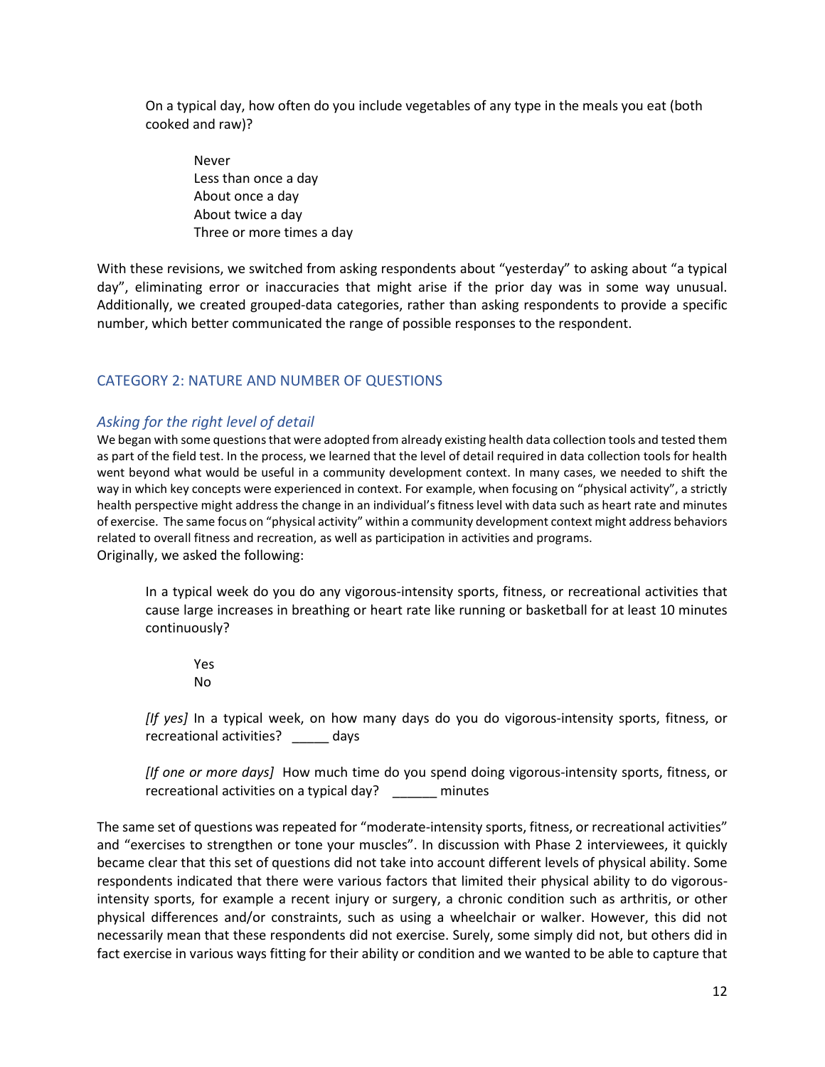On a typical day, how often do you include vegetables of any type in the meals you eat (both cooked and raw)?

Never
Less than once a day
About once a day
About twice a day
Three or more times a day

With these revisions, we switched from asking respondents about “yesterday” to asking about “a typical day”, eliminating error or inaccuracies that might arise if the prior day was in some way unusual. Additionally, we created grouped-data categories, rather than asking respondents to provide a specific number, which better communicated the range of possible responses to the respondent.

## CATEGORY 2: NATURE AND NUMBER OF QUESTIONS

### *Asking for the right level of detail*

We began with some questions that were adopted from already existing health data collection tools and tested them as part of the field test. In the process, we learned that the level of detail required in data collection tools for health went beyond what would be useful in a community development context. In many cases, we needed to shift the way in which key concepts were experienced in context. For example, when focusing on “physical activity”, a strictly health perspective might address the change in an individual’s fitness level with data such as heart rate and minutes of exercise. The same focus on “physical activity” within a community development context might address behaviors related to overall fitness and recreation, as well as participation in activities and programs.

Originally, we asked the following:

In a typical week do you do any vigorous-intensity sports, fitness, or recreational activities that cause large increases in breathing or heart rate like running or basketball for at least 10 minutes continuously?

Yes
No

*[If yes]* In a typical week, on how many days do you do vigorous-intensity sports, fitness, or recreational activities? _____ days

*[If one or more days]* How much time do you spend doing vigorous-intensity sports, fitness, or recreational activities on a typical day? ______ minutes

The same set of questions was repeated for “moderate-intensity sports, fitness, or recreational activities” and “exercises to strengthen or tone your muscles”. In discussion with Phase 2 interviewees, it quickly became clear that this set of questions did not take into account different levels of physical ability. Some respondents indicated that there were various factors that limited their physical ability to do vigorous-intensity sports, for example a recent injury or surgery, a chronic condition such as arthritis, or other physical differences and/or constraints, such as using a wheelchair or walker. However, this did not necessarily mean that these respondents did not exercise. Surely, some simply did not, but others did in fact exercise in various ways fitting for their ability or condition and we wanted to be able to capture that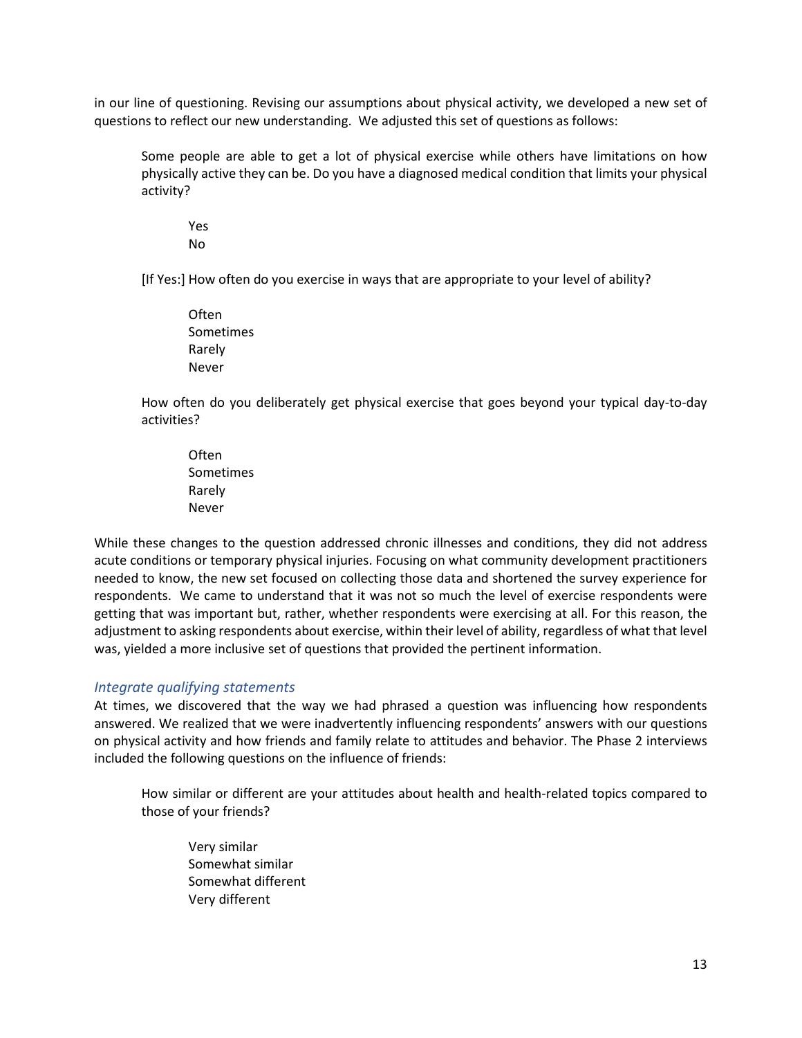in our line of questioning. Revising our assumptions about physical activity, we developed a new set of questions to reflect our new understanding. We adjusted this set of questions as follows:

> Some people are able to get a lot of physical exercise while others have limitations on how physically active they can be. Do you have a diagnosed medical condition that limits your physical activity?
>
> Yes
> No
>
> [If Yes:] How often do you exercise in ways that are appropriate to your level of ability?
>
> Often
> Sometimes
> Rarely
> Never
>
> How often do you deliberately get physical exercise that goes beyond your typical day-to-day activities?
>
> Often
> Sometimes
> Rarely
> Never

While these changes to the question addressed chronic illnesses and conditions, they did not address acute conditions or temporary physical injuries. Focusing on what community development practitioners needed to know, the new set focused on collecting those data and shortened the survey experience for respondents. We came to understand that it was not so much the level of exercise respondents were getting that was important but, rather, whether respondents were exercising at all. For this reason, the adjustment to asking respondents about exercise, within their level of ability, regardless of what that level was, yielded a more inclusive set of questions that provided the pertinent information.

### *Integrate qualifying statements*

At times, we discovered that the way we had phrased a question was influencing how respondents answered. We realized that we were inadvertently influencing respondents' answers with our questions on physical activity and how friends and family relate to attitudes and behavior. The Phase 2 interviews included the following questions on the influence of friends:

> How similar or different are your attitudes about health and health-related topics compared to those of your friends?
>
> Very similar
> Somewhat similar
> Somewhat different
> Very different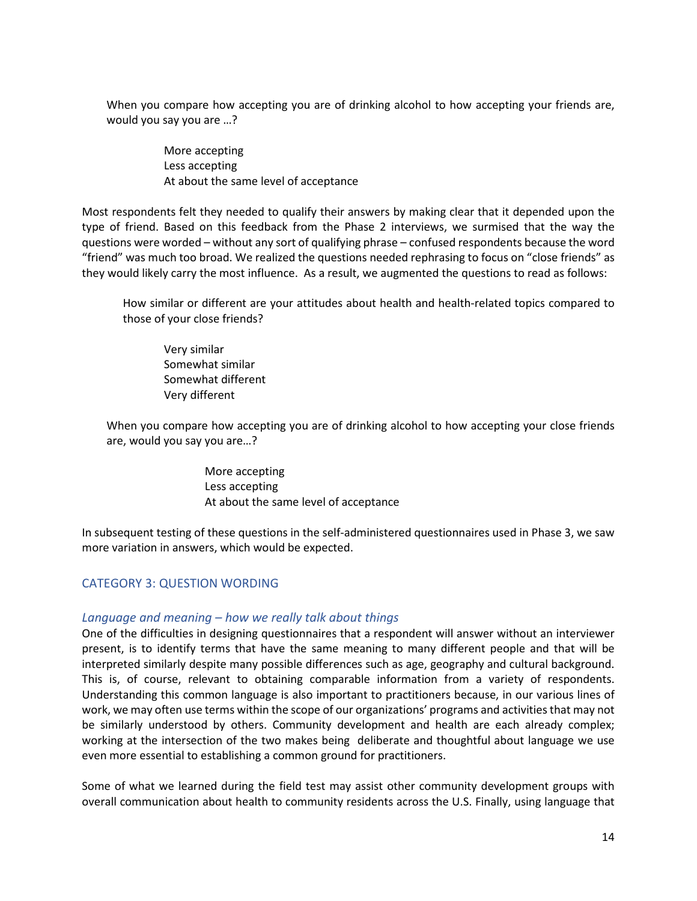When you compare how accepting you are of drinking alcohol to how accepting your friends are, would you say you are …?

> More accepting
> Less accepting
> At about the same level of acceptance

Most respondents felt they needed to qualify their answers by making clear that it depended upon the type of friend. Based on this feedback from the Phase 2 interviews, we surmised that the way the questions were worded – without any sort of qualifying phrase – confused respondents because the word "friend" was much too broad. We realized the questions needed rephrasing to focus on "close friends" as they would likely carry the most influence. As a result, we augmented the questions to read as follows:

How similar or different are your attitudes about health and health-related topics compared to those of your close friends?

> Very similar
> Somewhat similar
> Somewhat different
> Very different

When you compare how accepting you are of drinking alcohol to how accepting your close friends are, would you say you are…?

> More accepting
> Less accepting
> At about the same level of acceptance

In subsequent testing of these questions in the self-administered questionnaires used in Phase 3, we saw more variation in answers, which would be expected.

## CATEGORY 3: QUESTION WORDING

### *Language and meaning – how we really talk about things*

One of the difficulties in designing questionnaires that a respondent will answer without an interviewer present, is to identify terms that have the same meaning to many different people and that will be interpreted similarly despite many possible differences such as age, geography and cultural background. This is, of course, relevant to obtaining comparable information from a variety of respondents. Understanding this common language is also important to practitioners because, in our various lines of work, we may often use terms within the scope of our organizations' programs and activities that may not be similarly understood by others. Community development and health are each already complex; working at the intersection of the two makes being deliberate and thoughtful about language we use even more essential to establishing a common ground for practitioners.

Some of what we learned during the field test may assist other community development groups with overall communication about health to community residents across the U.S. Finally, using language that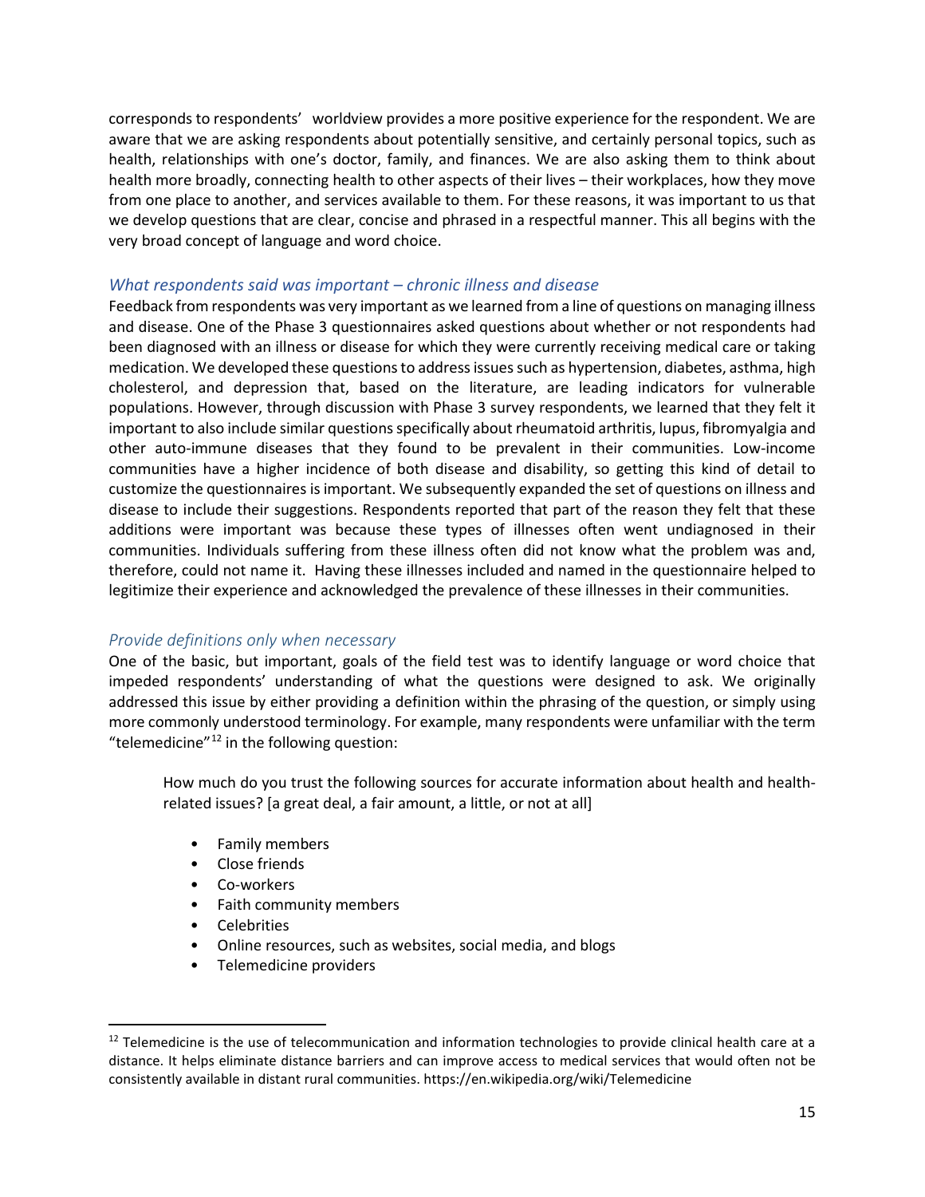corresponds to respondents' worldview provides a more positive experience for the respondent. We are aware that we are asking respondents about potentially sensitive, and certainly personal topics, such as health, relationships with one's doctor, family, and finances. We are also asking them to think about health more broadly, connecting health to other aspects of their lives – their workplaces, how they move from one place to another, and services available to them. For these reasons, it was important to us that we develop questions that are clear, concise and phrased in a respectful manner. This all begins with the very broad concept of language and word choice.

### *What respondents said was important – chronic illness and disease*

Feedback from respondents was very important as we learned from a line of questions on managing illness and disease. One of the Phase 3 questionnaires asked questions about whether or not respondents had been diagnosed with an illness or disease for which they were currently receiving medical care or taking medication. We developed these questions to address issues such as hypertension, diabetes, asthma, high cholesterol, and depression that, based on the literature, are leading indicators for vulnerable populations. However, through discussion with Phase 3 survey respondents, we learned that they felt it important to also include similar questions specifically about rheumatoid arthritis, lupus, fibromyalgia and other auto-immune diseases that they found to be prevalent in their communities. Low-income communities have a higher incidence of both disease and disability, so getting this kind of detail to customize the questionnaires is important. We subsequently expanded the set of questions on illness and disease to include their suggestions. Respondents reported that part of the reason they felt that these additions were important was because these types of illnesses often went undiagnosed in their communities. Individuals suffering from these illness often did not know what the problem was and, therefore, could not name it. Having these illnesses included and named in the questionnaire helped to legitimize their experience and acknowledged the prevalence of these illnesses in their communities.

### *Provide definitions only when necessary*

One of the basic, but important, goals of the field test was to identify language or word choice that impeded respondents' understanding of what the questions were designed to ask. We originally addressed this issue by either providing a definition within the phrasing of the question, or simply using more commonly understood terminology. For example, many respondents were unfamiliar with the term "telemedicine"[12] in the following question:

> How much do you trust the following sources for accurate information about health and health-related issues? [a great deal, a fair amount, a little, or not at all]
>
> - Family members
> - Close friends
> - Co-workers
> - Faith community members
> - Celebrities
> - Online resources, such as websites, social media, and blogs
> - Telemedicine providers

---

[12] Telemedicine is the use of telecommunication and information technologies to provide clinical health care at a distance. It helps eliminate distance barriers and can improve access to medical services that would often not be consistently available in distant rural communities. https://en.wikipedia.org/wiki/Telemedicine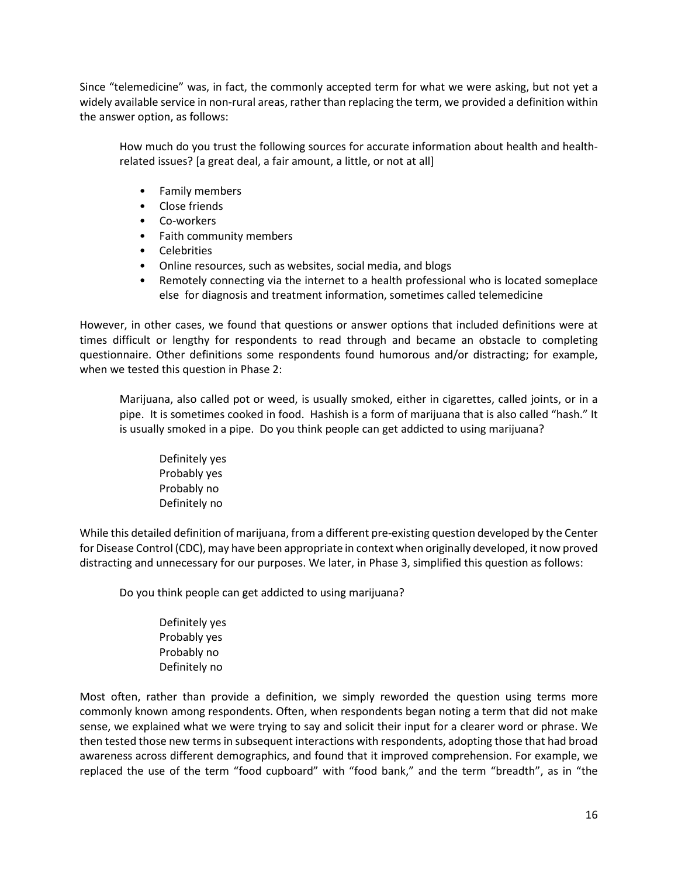Since "telemedicine" was, in fact, the commonly accepted term for what we were asking, but not yet a widely available service in non-rural areas, rather than replacing the term, we provided a definition within the answer option, as follows:

> How much do you trust the following sources for accurate information about health and health-related issues? [a great deal, a fair amount, a little, or not at all]
>
> - Family members
> - Close friends
> - Co-workers
> - Faith community members
> - Celebrities
> - Online resources, such as websites, social media, and blogs
> - Remotely connecting via the internet to a health professional who is located someplace else for diagnosis and treatment information, sometimes called telemedicine

However, in other cases, we found that questions or answer options that included definitions were at times difficult or lengthy for respondents to read through and became an obstacle to completing questionnaire. Other definitions some respondents found humorous and/or distracting; for example, when we tested this question in Phase 2:

> Marijuana, also called pot or weed, is usually smoked, either in cigarettes, called joints, or in a pipe. It is sometimes cooked in food. Hashish is a form of marijuana that is also called "hash." It is usually smoked in a pipe. Do you think people can get addicted to using marijuana?
>
> Definitely yes
> Probably yes
> Probably no
> Definitely no

While this detailed definition of marijuana, from a different pre-existing question developed by the Center for Disease Control (CDC), may have been appropriate in context when originally developed, it now proved distracting and unnecessary for our purposes. We later, in Phase 3, simplified this question as follows:

> Do you think people can get addicted to using marijuana?
>
> Definitely yes
> Probably yes
> Probably no
> Definitely no

Most often, rather than provide a definition, we simply reworded the question using terms more commonly known among respondents. Often, when respondents began noting a term that did not make sense, we explained what we were trying to say and solicit their input for a clearer word or phrase. We then tested those new terms in subsequent interactions with respondents, adopting those that had broad awareness across different demographics, and found that it improved comprehension. For example, we replaced the use of the term "food cupboard" with "food bank," and the term "breadth", as in "the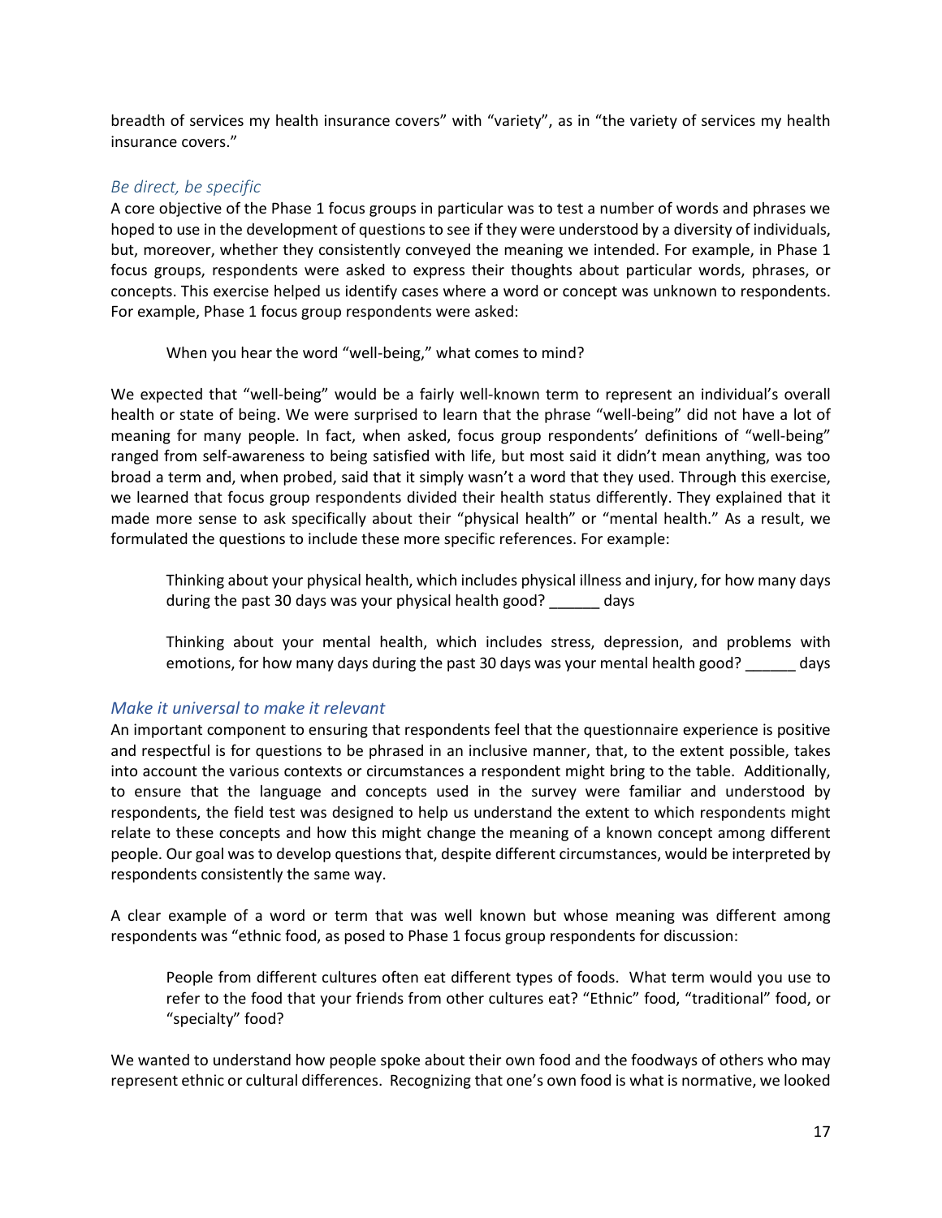breadth of services my health insurance covers" with "variety", as in "the variety of services my health insurance covers."

### *Be direct, be specific*

A core objective of the Phase 1 focus groups in particular was to test a number of words and phrases we hoped to use in the development of questions to see if they were understood by a diversity of individuals, but, moreover, whether they consistently conveyed the meaning we intended. For example, in Phase 1 focus groups, respondents were asked to express their thoughts about particular words, phrases, or concepts. This exercise helped us identify cases where a word or concept was unknown to respondents. For example, Phase 1 focus group respondents were asked:

> When you hear the word "well-being," what comes to mind?

We expected that "well-being" would be a fairly well-known term to represent an individual's overall health or state of being. We were surprised to learn that the phrase "well-being" did not have a lot of meaning for many people. In fact, when asked, focus group respondents' definitions of "well-being" ranged from self-awareness to being satisfied with life, but most said it didn't mean anything, was too broad a term and, when probed, said that it simply wasn't a word that they used. Through this exercise, we learned that focus group respondents divided their health status differently. They explained that it made more sense to ask specifically about their "physical health" or "mental health." As a result, we formulated the questions to include these more specific references. For example:

> Thinking about your physical health, which includes physical illness and injury, for how many days during the past 30 days was your physical health good? ______ days
>
> Thinking about your mental health, which includes stress, depression, and problems with emotions, for how many days during the past 30 days was your mental health good? ______ days

### *Make it universal to make it relevant*

An important component to ensuring that respondents feel that the questionnaire experience is positive and respectful is for questions to be phrased in an inclusive manner, that, to the extent possible, takes into account the various contexts or circumstances a respondent might bring to the table. Additionally, to ensure that the language and concepts used in the survey were familiar and understood by respondents, the field test was designed to help us understand the extent to which respondents might relate to these concepts and how this might change the meaning of a known concept among different people. Our goal was to develop questions that, despite different circumstances, would be interpreted by respondents consistently the same way.

A clear example of a word or term that was well known but whose meaning was different among respondents was "ethnic food, as posed to Phase 1 focus group respondents for discussion:

> People from different cultures often eat different types of foods. What term would you use to refer to the food that your friends from other cultures eat? "Ethnic" food, "traditional" food, or "specialty" food?

We wanted to understand how people spoke about their own food and the foodways of others who may represent ethnic or cultural differences. Recognizing that one's own food is what is normative, we looked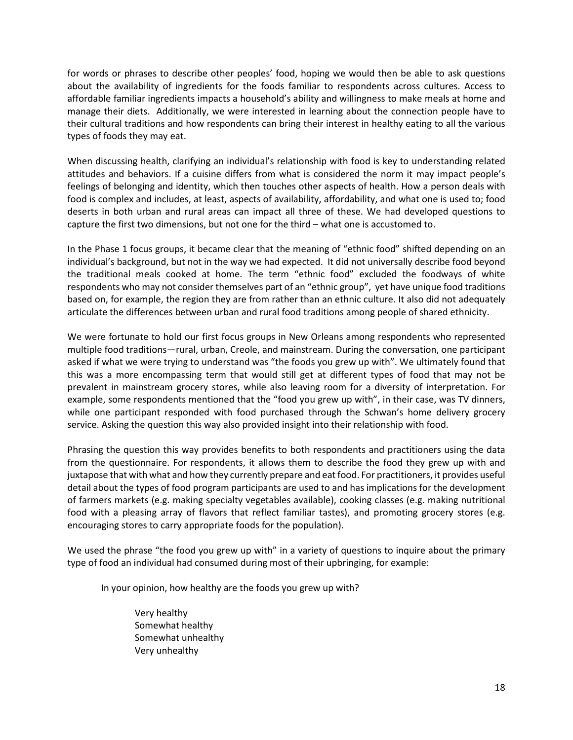for words or phrases to describe other peoples' food, hoping we would then be able to ask questions about the availability of ingredients for the foods familiar to respondents across cultures. Access to affordable familiar ingredients impacts a household's ability and willingness to make meals at home and manage their diets. Additionally, we were interested in learning about the connection people have to their cultural traditions and how respondents can bring their interest in healthy eating to all the various types of foods they may eat.

When discussing health, clarifying an individual's relationship with food is key to understanding related attitudes and behaviors. If a cuisine differs from what is considered the norm it may impact people's feelings of belonging and identity, which then touches other aspects of health. How a person deals with food is complex and includes, at least, aspects of availability, affordability, and what one is used to; food deserts in both urban and rural areas can impact all three of these. We had developed questions to capture the first two dimensions, but not one for the third – what one is accustomed to.

In the Phase 1 focus groups, it became clear that the meaning of "ethnic food" shifted depending on an individual's background, but not in the way we had expected. It did not universally describe food beyond the traditional meals cooked at home. The term "ethnic food" excluded the foodways of white respondents who may not consider themselves part of an "ethnic group", yet have unique food traditions based on, for example, the region they are from rather than an ethnic culture. It also did not adequately articulate the differences between urban and rural food traditions among people of shared ethnicity.

We were fortunate to hold our first focus groups in New Orleans among respondents who represented multiple food traditions—rural, urban, Creole, and mainstream. During the conversation, one participant asked if what we were trying to understand was "the foods you grew up with". We ultimately found that this was a more encompassing term that would still get at different types of food that may not be prevalent in mainstream grocery stores, while also leaving room for a diversity of interpretation. For example, some respondents mentioned that the "food you grew up with", in their case, was TV dinners, while one participant responded with food purchased through the Schwan's home delivery grocery service. Asking the question this way also provided insight into their relationship with food.

Phrasing the question this way provides benefits to both respondents and practitioners using the data from the questionnaire. For respondents, it allows them to describe the food they grew up with and juxtapose that with what and how they currently prepare and eat food. For practitioners, it provides useful detail about the types of food program participants are used to and has implications for the development of farmers markets (e.g. making specialty vegetables available), cooking classes (e.g. making nutritional food with a pleasing array of flavors that reflect familiar tastes), and promoting grocery stores (e.g. encouraging stores to carry appropriate foods for the population).

We used the phrase "the food you grew up with" in a variety of questions to inquire about the primary type of food an individual had consumed during most of their upbringing, for example:

> In your opinion, how healthy are the foods you grew up with?
>
> Very healthy
> Somewhat healthy
> Somewhat unhealthy
> Very unhealthy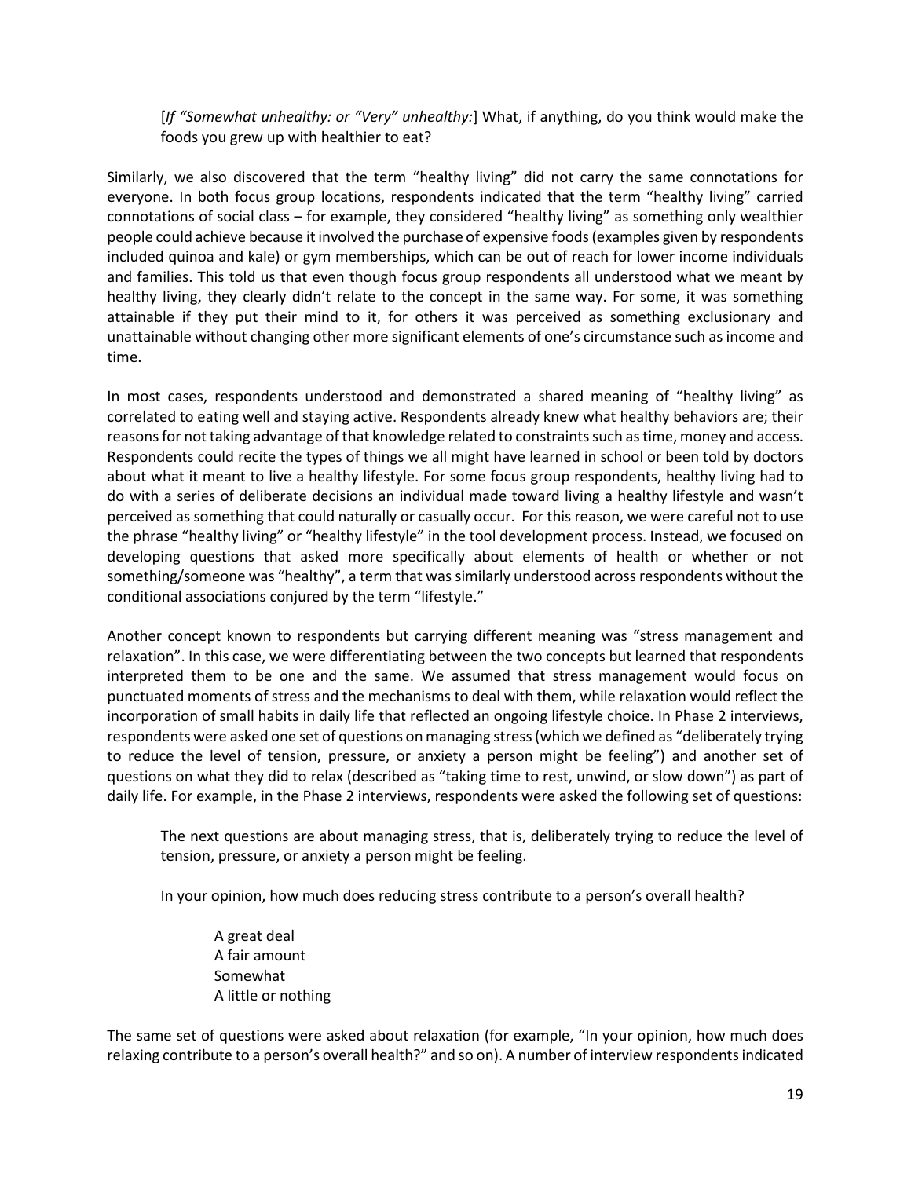[*If "Somewhat unhealthy: or "Very" unhealthy:*] What, if anything, do you think would make the foods you grew up with healthier to eat?

Similarly, we also discovered that the term "healthy living" did not carry the same connotations for everyone. In both focus group locations, respondents indicated that the term "healthy living" carried connotations of social class – for example, they considered "healthy living" as something only wealthier people could achieve because it involved the purchase of expensive foods (examples given by respondents included quinoa and kale) or gym memberships, which can be out of reach for lower income individuals and families. This told us that even though focus group respondents all understood what we meant by healthy living, they clearly didn't relate to the concept in the same way. For some, it was something attainable if they put their mind to it, for others it was perceived as something exclusionary and unattainable without changing other more significant elements of one's circumstance such as income and time.

In most cases, respondents understood and demonstrated a shared meaning of "healthy living" as correlated to eating well and staying active. Respondents already knew what healthy behaviors are; their reasons for not taking advantage of that knowledge related to constraints such as time, money and access. Respondents could recite the types of things we all might have learned in school or been told by doctors about what it meant to live a healthy lifestyle. For some focus group respondents, healthy living had to do with a series of deliberate decisions an individual made toward living a healthy lifestyle and wasn't perceived as something that could naturally or casually occur. For this reason, we were careful not to use the phrase "healthy living" or "healthy lifestyle" in the tool development process. Instead, we focused on developing questions that asked more specifically about elements of health or whether or not something/someone was "healthy", a term that was similarly understood across respondents without the conditional associations conjured by the term "lifestyle."

Another concept known to respondents but carrying different meaning was "stress management and relaxation". In this case, we were differentiating between the two concepts but learned that respondents interpreted them to be one and the same. We assumed that stress management would focus on punctuated moments of stress and the mechanisms to deal with them, while relaxation would reflect the incorporation of small habits in daily life that reflected an ongoing lifestyle choice. In Phase 2 interviews, respondents were asked one set of questions on managing stress (which we defined as "deliberately trying to reduce the level of tension, pressure, or anxiety a person might be feeling") and another set of questions on what they did to relax (described as "taking time to rest, unwind, or slow down") as part of daily life. For example, in the Phase 2 interviews, respondents were asked the following set of questions:

> The next questions are about managing stress, that is, deliberately trying to reduce the level of tension, pressure, or anxiety a person might be feeling.
>
> In your opinion, how much does reducing stress contribute to a person's overall health?
>
> A great deal
> A fair amount
> Somewhat
> A little or nothing

The same set of questions were asked about relaxation (for example, "In your opinion, how much does relaxing contribute to a person's overall health?" and so on). A number of interview respondents indicated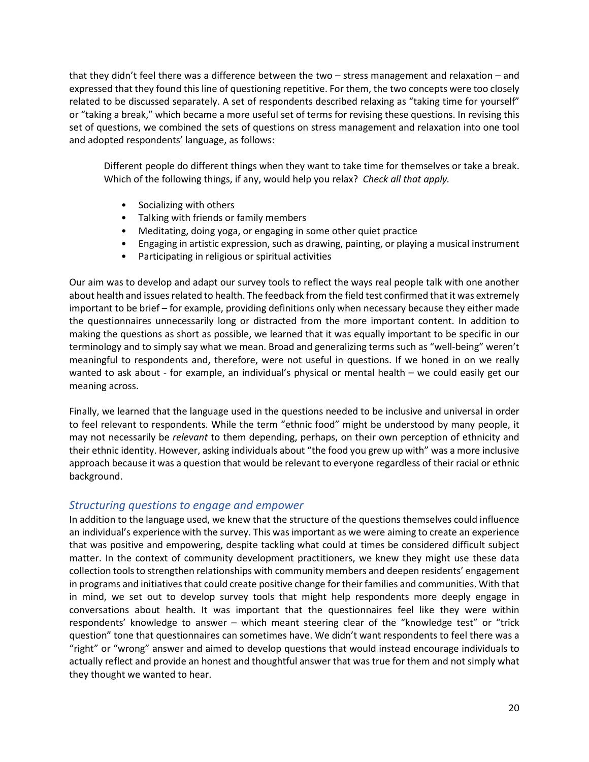that they didn't feel there was a difference between the two – stress management and relaxation – and expressed that they found this line of questioning repetitive. For them, the two concepts were too closely related to be discussed separately. A set of respondents described relaxing as "taking time for yourself" or "taking a break," which became a more useful set of terms for revising these questions. In revising this set of questions, we combined the sets of questions on stress management and relaxation into one tool and adopted respondents' language, as follows:

> Different people do different things when they want to take time for themselves or take a break. Which of the following things, if any, would help you relax? *Check all that apply.*
>
> - Socializing with others
> - Talking with friends or family members
> - Meditating, doing yoga, or engaging in some other quiet practice
> - Engaging in artistic expression, such as drawing, painting, or playing a musical instrument
> - Participating in religious or spiritual activities

Our aim was to develop and adapt our survey tools to reflect the ways real people talk with one another about health and issues related to health. The feedback from the field test confirmed that it was extremely important to be brief – for example, providing definitions only when necessary because they either made the questionnaires unnecessarily long or distracted from the more important content. In addition to making the questions as short as possible, we learned that it was equally important to be specific in our terminology and to simply say what we mean. Broad and generalizing terms such as "well-being" weren't meaningful to respondents and, therefore, were not useful in questions. If we honed in on we really wanted to ask about - for example, an individual's physical or mental health – we could easily get our meaning across.

Finally, we learned that the language used in the questions needed to be inclusive and universal in order to feel relevant to respondents. While the term "ethnic food" might be understood by many people, it may not necessarily be *relevant* to them depending, perhaps, on their own perception of ethnicity and their ethnic identity. However, asking individuals about "the food you grew up with" was a more inclusive approach because it was a question that would be relevant to everyone regardless of their racial or ethnic background.

### *Structuring questions to engage and empower*

In addition to the language used, we knew that the structure of the questions themselves could influence an individual's experience with the survey. This was important as we were aiming to create an experience that was positive and empowering, despite tackling what could at times be considered difficult subject matter. In the context of community development practitioners, we knew they might use these data collection tools to strengthen relationships with community members and deepen residents' engagement in programs and initiatives that could create positive change for their families and communities. With that in mind, we set out to develop survey tools that might help respondents more deeply engage in conversations about health. It was important that the questionnaires feel like they were within respondents' knowledge to answer – which meant steering clear of the "knowledge test" or "trick question" tone that questionnaires can sometimes have. We didn't want respondents to feel there was a "right" or "wrong" answer and aimed to develop questions that would instead encourage individuals to actually reflect and provide an honest and thoughtful answer that was true for them and not simply what they thought we wanted to hear.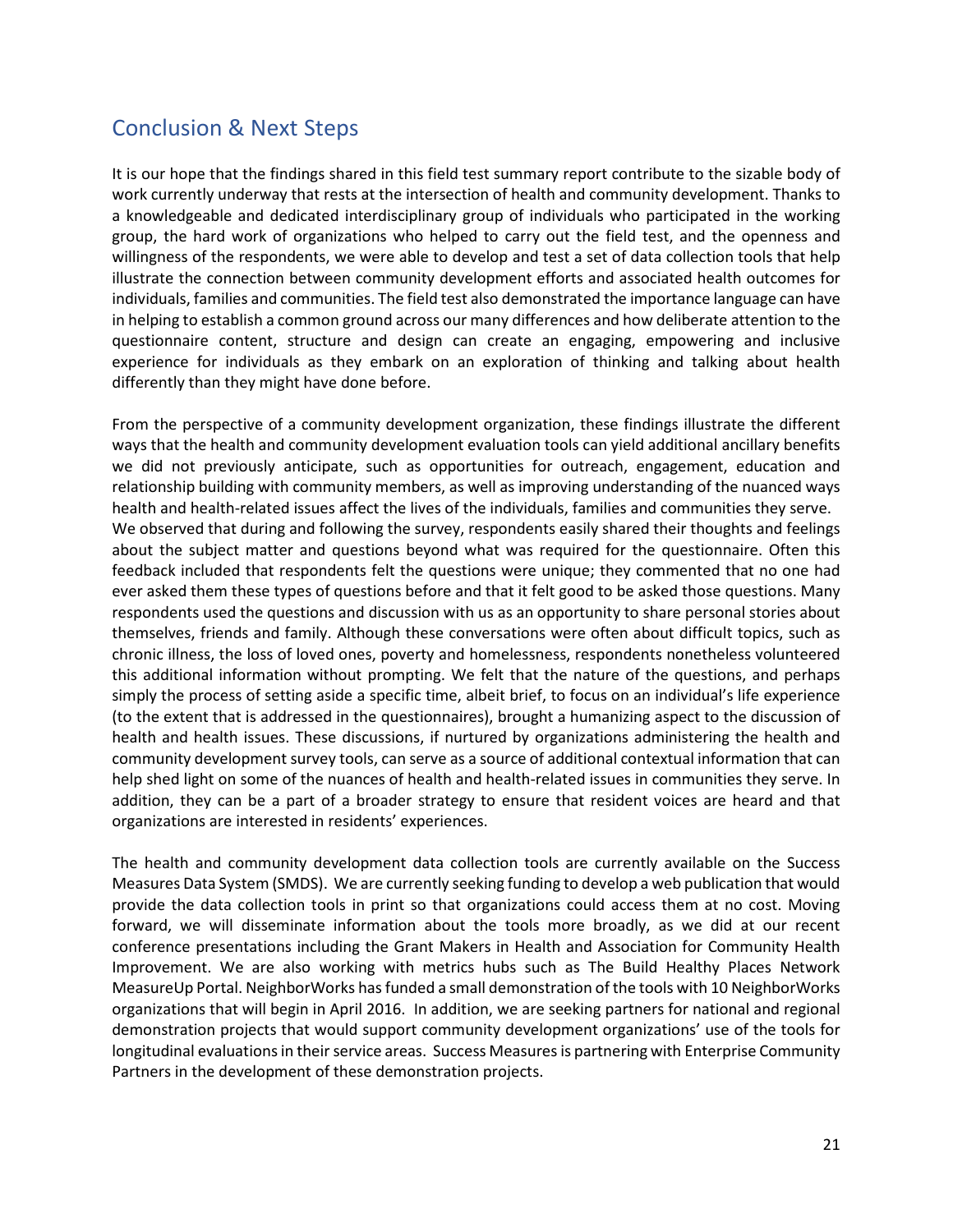## Conclusion & Next Steps

It is our hope that the findings shared in this field test summary report contribute to the sizable body of work currently underway that rests at the intersection of health and community development. Thanks to a knowledgeable and dedicated interdisciplinary group of individuals who participated in the working group, the hard work of organizations who helped to carry out the field test, and the openness and willingness of the respondents, we were able to develop and test a set of data collection tools that help illustrate the connection between community development efforts and associated health outcomes for individuals, families and communities. The field test also demonstrated the importance language can have in helping to establish a common ground across our many differences and how deliberate attention to the questionnaire content, structure and design can create an engaging, empowering and inclusive experience for individuals as they embark on an exploration of thinking and talking about health differently than they might have done before.

From the perspective of a community development organization, these findings illustrate the different ways that the health and community development evaluation tools can yield additional ancillary benefits we did not previously anticipate, such as opportunities for outreach, engagement, education and relationship building with community members, as well as improving understanding of the nuanced ways health and health-related issues affect the lives of the individuals, families and communities they serve. We observed that during and following the survey, respondents easily shared their thoughts and feelings about the subject matter and questions beyond what was required for the questionnaire. Often this feedback included that respondents felt the questions were unique; they commented that no one had ever asked them these types of questions before and that it felt good to be asked those questions. Many respondents used the questions and discussion with us as an opportunity to share personal stories about themselves, friends and family. Although these conversations were often about difficult topics, such as chronic illness, the loss of loved ones, poverty and homelessness, respondents nonetheless volunteered this additional information without prompting. We felt that the nature of the questions, and perhaps simply the process of setting aside a specific time, albeit brief, to focus on an individual's life experience (to the extent that is addressed in the questionnaires), brought a humanizing aspect to the discussion of health and health issues. These discussions, if nurtured by organizations administering the health and community development survey tools, can serve as a source of additional contextual information that can help shed light on some of the nuances of health and health-related issues in communities they serve. In addition, they can be a part of a broader strategy to ensure that resident voices are heard and that organizations are interested in residents' experiences.

The health and community development data collection tools are currently available on the Success Measures Data System (SMDS). We are currently seeking funding to develop a web publication that would provide the data collection tools in print so that organizations could access them at no cost. Moving forward, we will disseminate information about the tools more broadly, as we did at our recent conference presentations including the Grant Makers in Health and Association for Community Health Improvement. We are also working with metrics hubs such as The Build Healthy Places Network MeasureUp Portal. NeighborWorks has funded a small demonstration of the tools with 10 NeighborWorks organizations that will begin in April 2016. In addition, we are seeking partners for national and regional demonstration projects that would support community development organizations' use of the tools for longitudinal evaluations in their service areas. Success Measures is partnering with Enterprise Community Partners in the development of these demonstration projects.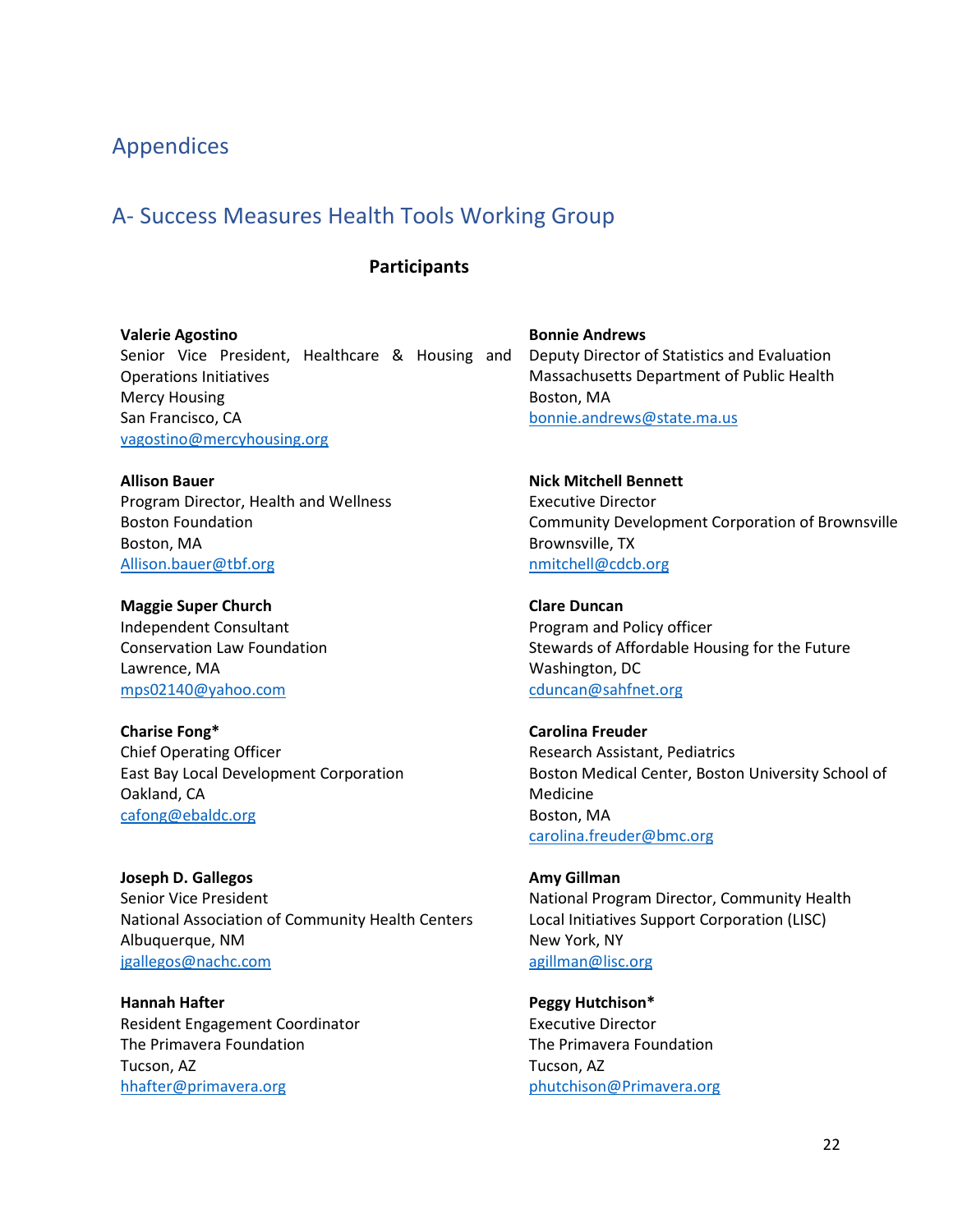# Appendices

## A- Success Measures Health Tools Working Group

**Participants**

**Valerie Agostino**
Senior Vice President, Healthcare & Housing and Operations Initiatives
Mercy Housing
San Francisco, CA
vagostino@mercyhousing.org

**Bonnie Andrews**
Deputy Director of Statistics and Evaluation
Massachusetts Department of Public Health
Boston, MA
bonnie.andrews@state.ma.us

**Allison Bauer**
Program Director, Health and Wellness
Boston Foundation
Boston, MA
Allison.bauer@tbf.org

**Nick Mitchell Bennett**
Executive Director
Community Development Corporation of Brownsville
Brownsville, TX
nmitchell@cdcb.org

**Maggie Super Church**
Independent Consultant
Conservation Law Foundation
Lawrence, MA
mps02140@yahoo.com

**Clare Duncan**
Program and Policy officer
Stewards of Affordable Housing for the Future
Washington, DC
cduncan@sahfnet.org

**Charise Fong***
Chief Operating Officer
East Bay Local Development Corporation
Oakland, CA
cafong@ebaldc.org

**Carolina Freuder**
Research Assistant, Pediatrics
Boston Medical Center, Boston University School of Medicine
Boston, MA
carolina.freuder@bmc.org

**Joseph D. Gallegos**
Senior Vice President
National Association of Community Health Centers
Albuquerque, NM
jgallegos@nachc.com

**Amy Gillman**
National Program Director, Community Health
Local Initiatives Support Corporation (LISC)
New York, NY
agillman@lisc.org

**Hannah Hafter**
Resident Engagement Coordinator
The Primavera Foundation
Tucson, AZ
hhafter@primavera.org

**Peggy Hutchison***
Executive Director
The Primavera Foundation
Tucson, AZ
phutchison@Primavera.org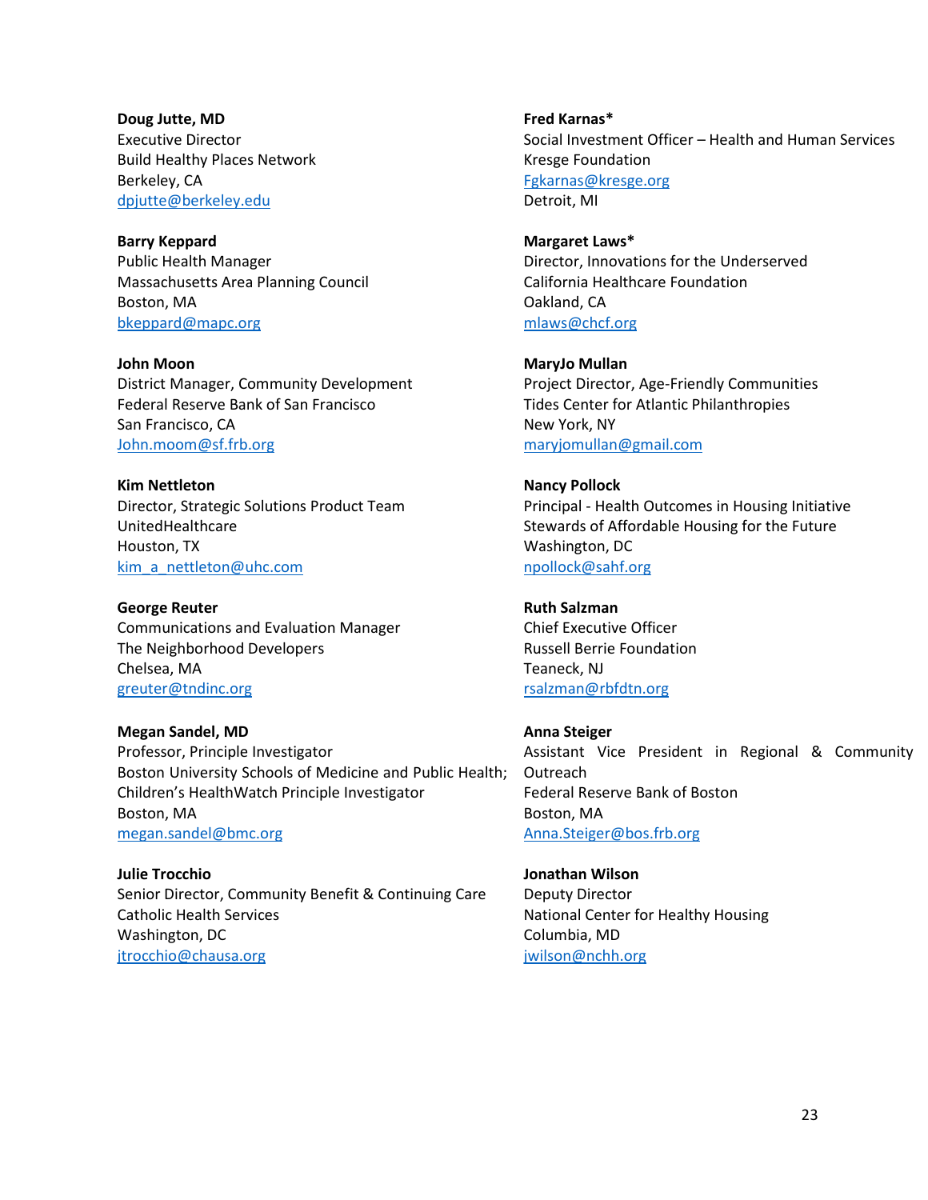**Doug Jutte, MD**
Executive Director
Build Healthy Places Network
Berkeley, CA
dpjutte@berkeley.edu

**Barry Keppard**
Public Health Manager
Massachusetts Area Planning Council
Boston, MA
bkeppard@mapc.org

**John Moon**
District Manager, Community Development
Federal Reserve Bank of San Francisco
San Francisco, CA
John.moom@sf.frb.org

**Kim Nettleton**
Director, Strategic Solutions Product Team
UnitedHealthcare
Houston, TX
kim_a_nettleton@uhc.com

**George Reuter**
Communications and Evaluation Manager
The Neighborhood Developers
Chelsea, MA
greuter@tndinc.org

**Megan Sandel, MD**
Professor, Principle Investigator
Boston University Schools of Medicine and Public Health; Children's HealthWatch Principle Investigator
Boston, MA
megan.sandel@bmc.org

**Julie Trocchio**
Senior Director, Community Benefit & Continuing Care
Catholic Health Services
Washington, DC
jtrocchio@chausa.org

**Fred Karnas***
Social Investment Officer – Health and Human Services
Kresge Foundation
Fgkarnas@kresge.org
Detroit, MI

**Margaret Laws***
Director, Innovations for the Underserved
California Healthcare Foundation
Oakland, CA
mlaws@chcf.org

**MaryJo Mullan**
Project Director, Age-Friendly Communities
Tides Center for Atlantic Philanthropies
New York, NY
maryjomullan@gmail.com

**Nancy Pollock**
Principal - Health Outcomes in Housing Initiative
Stewards of Affordable Housing for the Future
Washington, DC
npollock@sahf.org

**Ruth Salzman**
Chief Executive Officer
Russell Berrie Foundation
Teaneck, NJ
rsalzman@rbfdtn.org

**Anna Steiger**
Assistant Vice President in Regional & Community Outreach
Federal Reserve Bank of Boston
Boston, MA
Anna.Steiger@bos.frb.org

**Jonathan Wilson**
Deputy Director
National Center for Healthy Housing
Columbia, MD
jwilson@nchh.org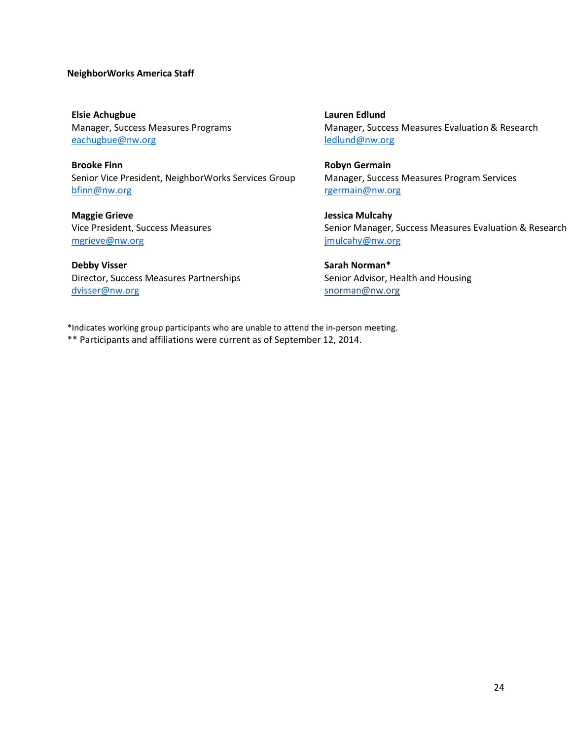**NeighborWorks America Staff**

**Elsie Achugbue**
Manager, Success Measures Programs
eachugbue@nw.org

**Brooke Finn**
Senior Vice President, NeighborWorks Services Group
bfinn@nw.org

**Maggie Grieve**
Vice President, Success Measures
mgrieve@nw.org

**Debby Visser**
Director, Success Measures Partnerships
dvisser@nw.org

**Lauren Edlund**
Manager, Success Measures Evaluation & Research
ledlund@nw.org

**Robyn Germain**
Manager, Success Measures Program Services
rgermain@nw.org

**Jessica Mulcahy**
Senior Manager, Success Measures Evaluation & Research
jmulcahy@nw.org

**Sarah Norman***
Senior Advisor, Health and Housing
snorman@nw.org

*Indicates working group participants who are unable to attend the in-person meeting.
** Participants and affiliations were current as of September 12, 2014.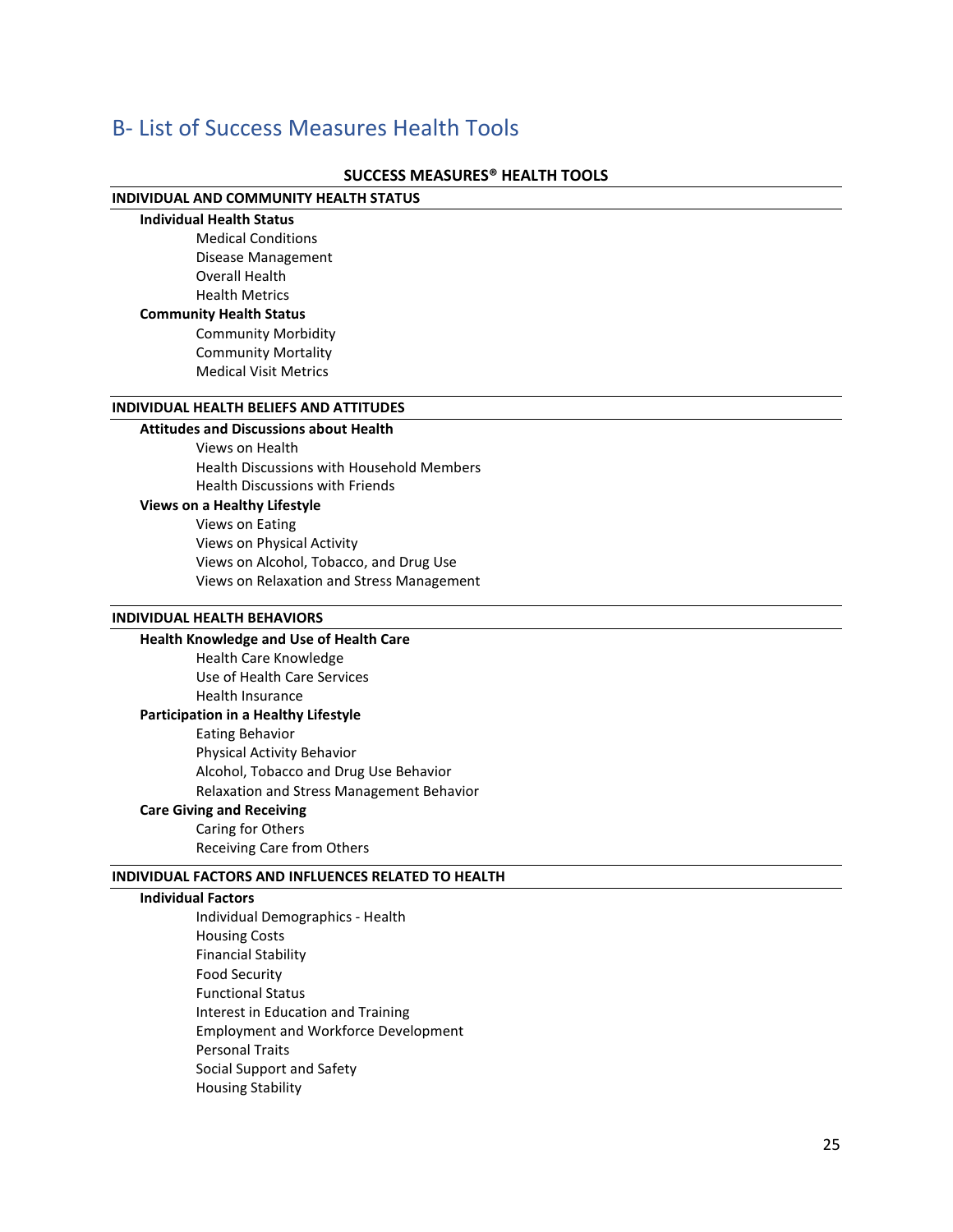## B- List of Success Measures Health Tools

**SUCCESS MEASURES® HEALTH TOOLS**

**INDIVIDUAL AND COMMUNITY HEALTH STATUS**

**Individual Health Status**
- Medical Conditions
- Disease Management
- Overall Health
- Health Metrics

**Community Health Status**
- Community Morbidity
- Community Mortality
- Medical Visit Metrics

**INDIVIDUAL HEALTH BELIEFS AND ATTITUDES**

**Attitudes and Discussions about Health**
- Views on Health
- Health Discussions with Household Members
- Health Discussions with Friends

**Views on a Healthy Lifestyle**
- Views on Eating
- Views on Physical Activity
- Views on Alcohol, Tobacco, and Drug Use
- Views on Relaxation and Stress Management

**INDIVIDUAL HEALTH BEHAVIORS**

**Health Knowledge and Use of Health Care**
- Health Care Knowledge
- Use of Health Care Services
- Health Insurance

**Participation in a Healthy Lifestyle**
- Eating Behavior
- Physical Activity Behavior
- Alcohol, Tobacco and Drug Use Behavior
- Relaxation and Stress Management Behavior

**Care Giving and Receiving**
- Caring for Others
- Receiving Care from Others

**INDIVIDUAL FACTORS AND INFLUENCES RELATED TO HEALTH**

**Individual Factors**
- Individual Demographics - Health
- Housing Costs
- Financial Stability
- Food Security
- Functional Status
- Interest in Education and Training
- Employment and Workforce Development
- Personal Traits
- Social Support and Safety
- Housing Stability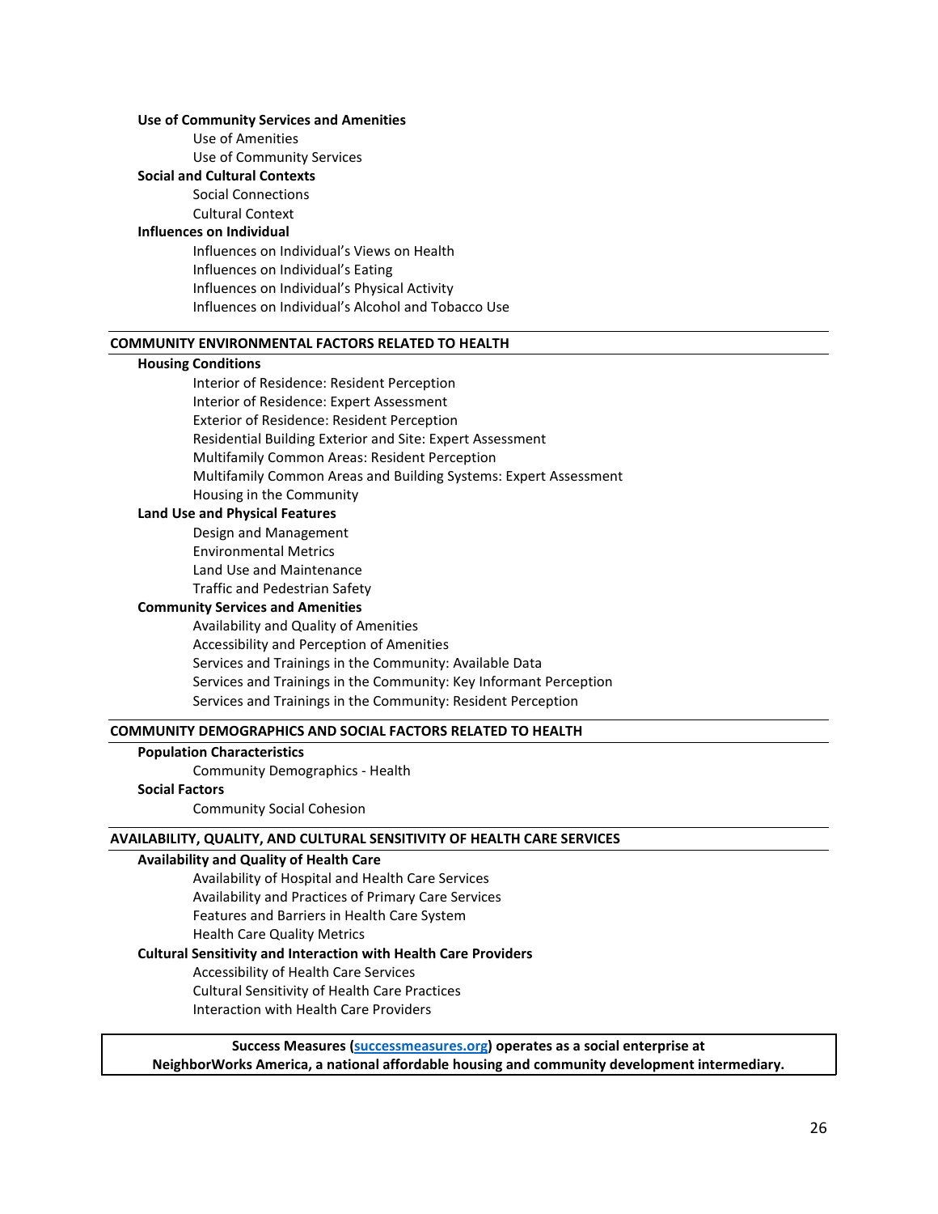**Use of Community Services and Amenities**

- Use of Amenities
- Use of Community Services

**Social and Cultural Contexts**

- Social Connections
- Cultural Context

**Influences on Individual**

- Influences on Individual's Views on Health
- Influences on Individual's Eating
- Influences on Individual's Physical Activity
- Influences on Individual's Alcohol and Tobacco Use

## COMMUNITY ENVIRONMENTAL FACTORS RELATED TO HEALTH

**Housing Conditions**

- Interior of Residence: Resident Perception
- Interior of Residence: Expert Assessment
- Exterior of Residence: Resident Perception
- Residential Building Exterior and Site: Expert Assessment
- Multifamily Common Areas: Resident Perception
- Multifamily Common Areas and Building Systems: Expert Assessment
- Housing in the Community

**Land Use and Physical Features**

- Design and Management
- Environmental Metrics
- Land Use and Maintenance
- Traffic and Pedestrian Safety

**Community Services and Amenities**

- Availability and Quality of Amenities
- Accessibility and Perception of Amenities
- Services and Trainings in the Community: Available Data
- Services and Trainings in the Community: Key Informant Perception
- Services and Trainings in the Community: Resident Perception

## COMMUNITY DEMOGRAPHICS AND SOCIAL FACTORS RELATED TO HEALTH

**Population Characteristics**

- Community Demographics - Health

**Social Factors**

- Community Social Cohesion

## AVAILABILITY, QUALITY, AND CULTURAL SENSITIVITY OF HEALTH CARE SERVICES

**Availability and Quality of Health Care**

- Availability of Hospital and Health Care Services
- Availability and Practices of Primary Care Services
- Features and Barriers in Health Care System
- Health Care Quality Metrics

**Cultural Sensitivity and Interaction with Health Care Providers**

- Accessibility of Health Care Services
- Cultural Sensitivity of Health Care Practices
- Interaction with Health Care Providers

**Success Measures ([successmeasures.org](successmeasures.org)) operates as a social enterprise at NeighborWorks America, a national affordable housing and community development intermediary.**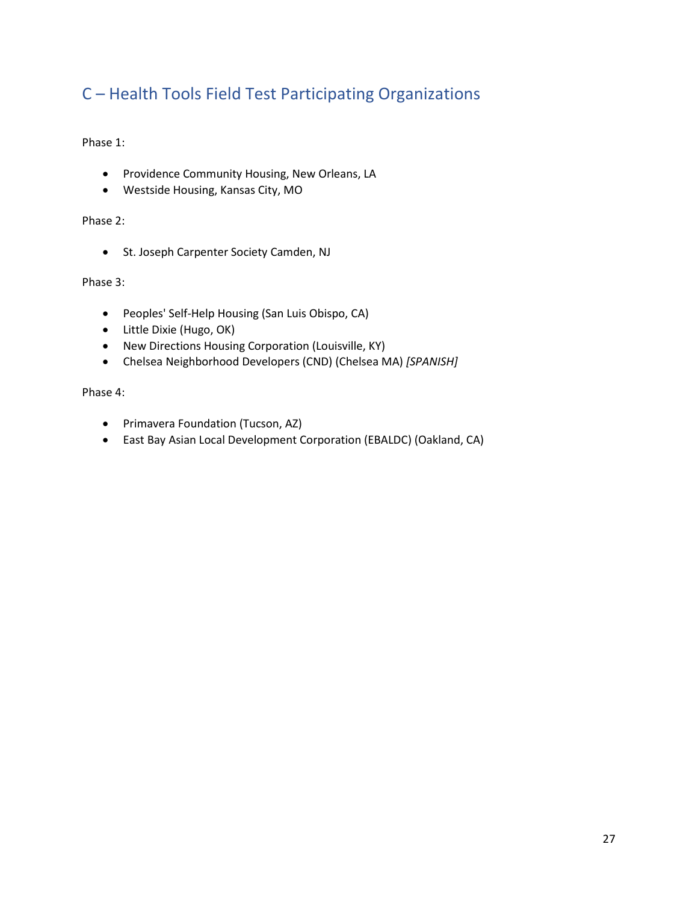## C – Health Tools Field Test Participating Organizations

Phase 1:

- Providence Community Housing, New Orleans, LA
- Westside Housing, Kansas City, MO

Phase 2:

- St. Joseph Carpenter Society Camden, NJ

Phase 3:

- Peoples' Self-Help Housing (San Luis Obispo, CA)
- Little Dixie (Hugo, OK)
- New Directions Housing Corporation (Louisville, KY)
- Chelsea Neighborhood Developers (CND) (Chelsea MA) *[SPANISH]*

Phase 4:

- Primavera Foundation (Tucson, AZ)
- East Bay Asian Local Development Corporation (EBALDC) (Oakland, CA)